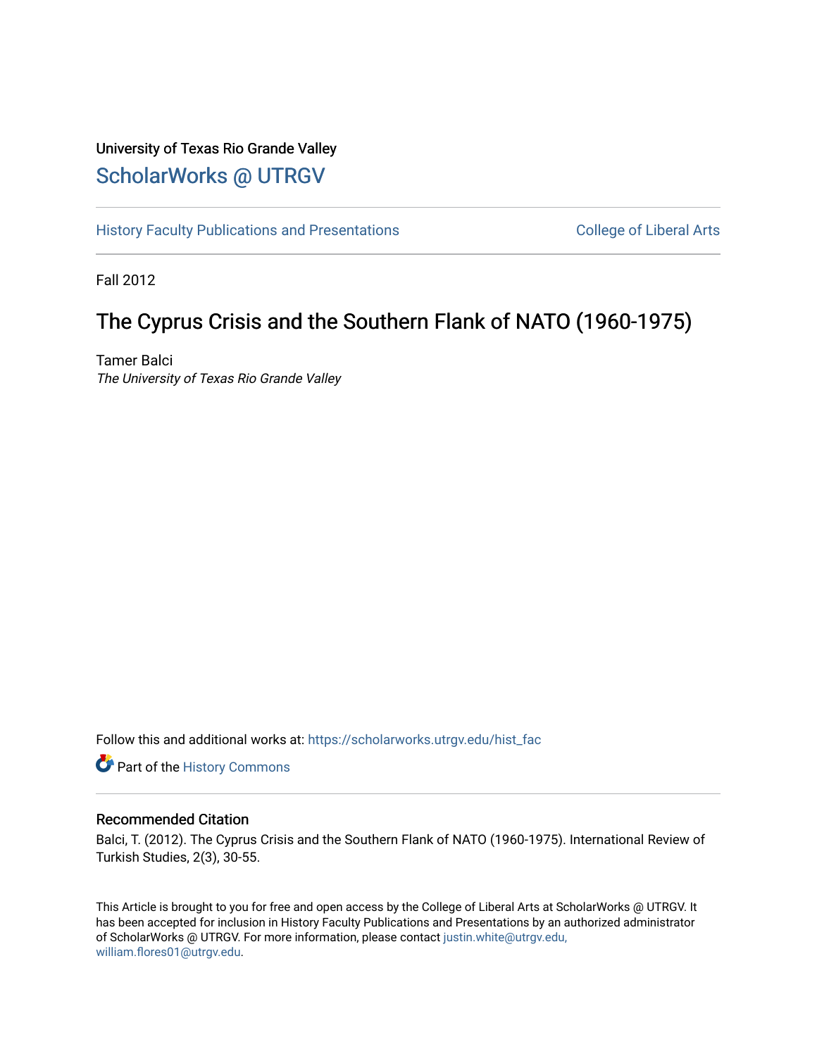University of Texas Rio Grande Valley

ScholarWorks @ UTRGV

History Faculty Publications and Presentations

College of Liberal Arts

Fall 2012

# The Cyprus Crisis and the Southern Flank of NATO (1960-1975)

Tamer Balci
*The University of Texas Rio Grande Valley*

Follow this and additional works at: https://scholarworks.utrgv.edu/hist_fac

Part of the History Commons

## Recommended Citation

Balci, T. (2012). The Cyprus Crisis and the Southern Flank of NATO (1960-1975). International Review of Turkish Studies, 2(3), 30-55.

This Article is brought to you for free and open access by the College of Liberal Arts at ScholarWorks @ UTRGV. It has been accepted for inclusion in History Faculty Publications and Presentations by an authorized administrator of ScholarWorks @ UTRGV. For more information, please contact justin.white@utrgv.edu, william.flores01@utrgv.edu.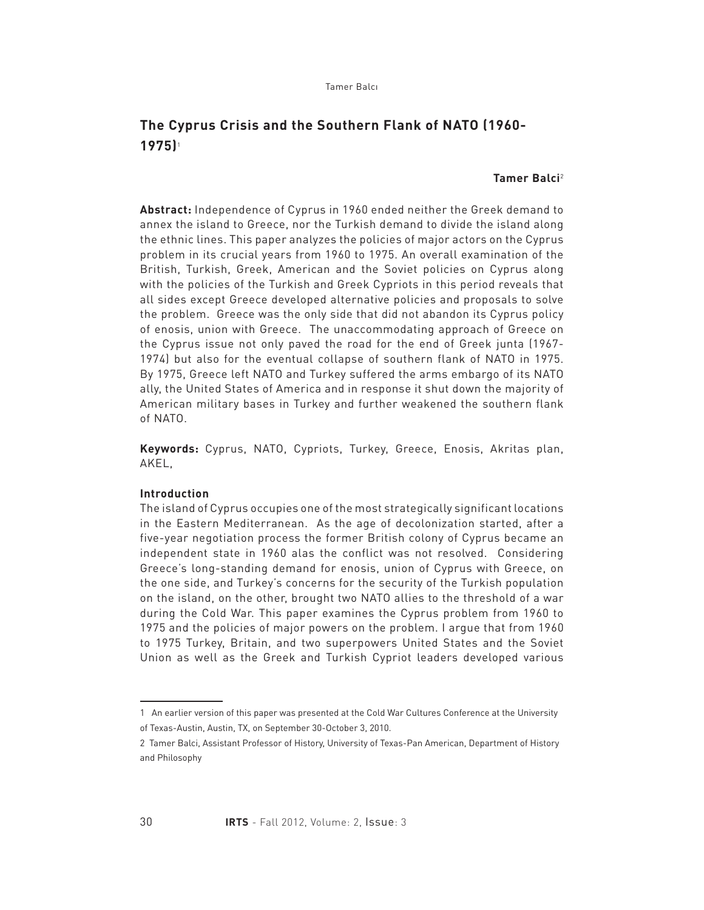## The Cyprus Crisis and the Southern Flank of NATO (1960-1975)[1]

**Tamer Balci**[2]

**Abstract:** Independence of Cyprus in 1960 ended neither the Greek demand to annex the island to Greece, nor the Turkish demand to divide the island along the ethnic lines. This paper analyzes the policies of major actors on the Cyprus problem in its crucial years from 1960 to 1975. An overall examination of the British, Turkish, Greek, American and the Soviet policies on Cyprus along with the policies of the Turkish and Greek Cypriots in this period reveals that all sides except Greece developed alternative policies and proposals to solve the problem. Greece was the only side that did not abandon its Cyprus policy of enosis, union with Greece. The unaccommodating approach of Greece on the Cyprus issue not only paved the road for the end of Greek junta (1967-1974) but also for the eventual collapse of southern flank of NATO in 1975. By 1975, Greece left NATO and Turkey suffered the arms embargo of its NATO ally, the United States of America and in response it shut down the majority of American military bases in Turkey and further weakened the southern flank of NATO.

**Keywords:** Cyprus, NATO, Cypriots, Turkey, Greece, Enosis, Akritas plan, AKEL,

### Introduction

The island of Cyprus occupies one of the most strategically significant locations in the Eastern Mediterranean. As the age of decolonization started, after a five-year negotiation process the former British colony of Cyprus became an independent state in 1960 alas the conflict was not resolved. Considering Greece's long-standing demand for enosis, union of Cyprus with Greece, on the one side, and Turkey's concerns for the security of the Turkish population on the island, on the other, brought two NATO allies to the threshold of a war during the Cold War. This paper examines the Cyprus problem from 1960 to 1975 and the policies of major powers on the problem. I argue that from 1960 to 1975 Turkey, Britain, and two superpowers United States and the Soviet Union as well as the Greek and Turkish Cypriot leaders developed various

---

1 An earlier version of this paper was presented at the Cold War Cultures Conference at the University of Texas-Austin, Austin, TX, on September 30-October 3, 2010.

2 Tamer Balci, Assistant Professor of History, University of Texas-Pan American, Department of History and Philosophy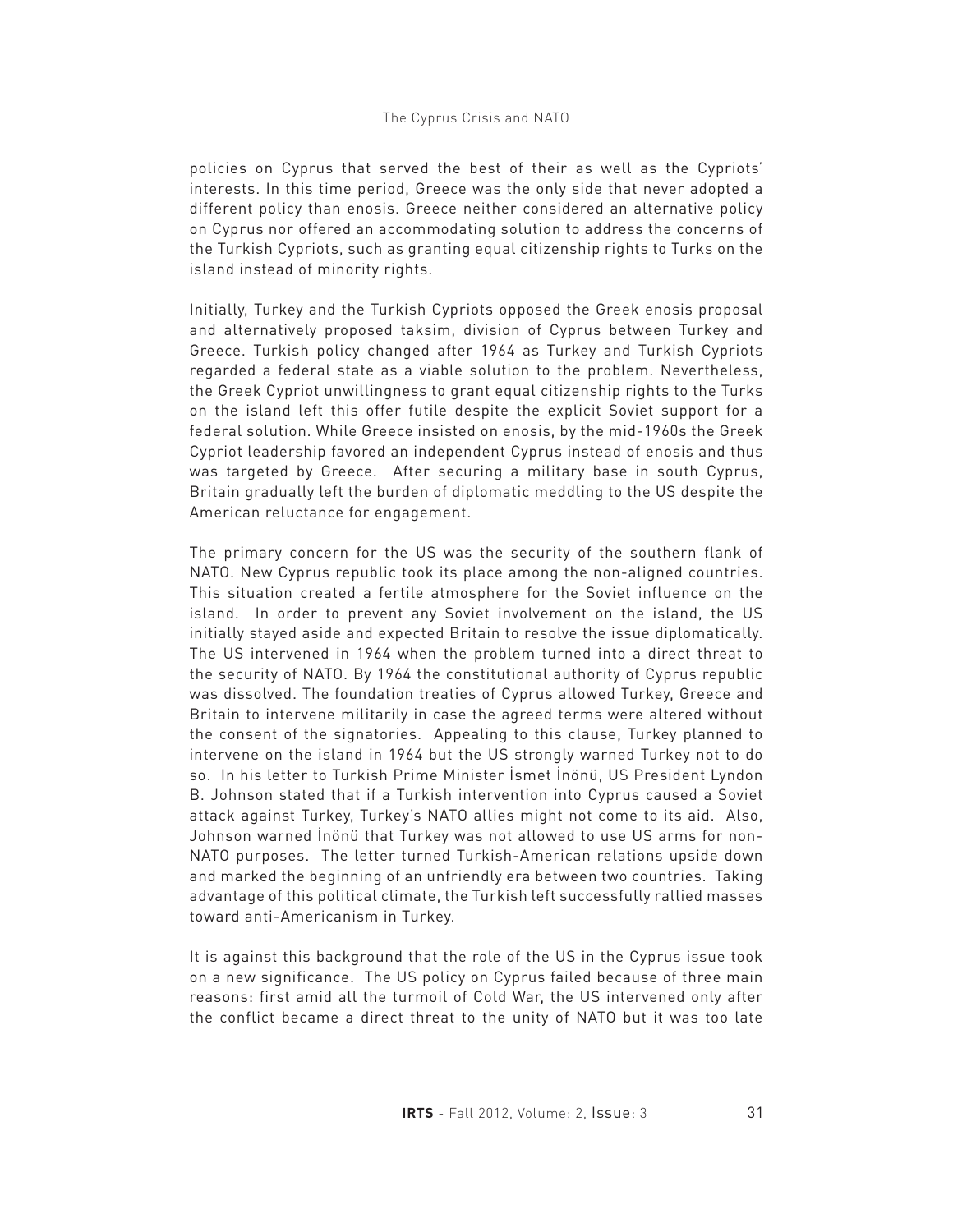policies on Cyprus that served the best of their as well as the Cypriots' interests. In this time period, Greece was the only side that never adopted a different policy than enosis. Greece neither considered an alternative policy on Cyprus nor offered an accommodating solution to address the concerns of the Turkish Cypriots, such as granting equal citizenship rights to Turks on the island instead of minority rights.

Initially, Turkey and the Turkish Cypriots opposed the Greek enosis proposal and alternatively proposed taksim, division of Cyprus between Turkey and Greece. Turkish policy changed after 1964 as Turkey and Turkish Cypriots regarded a federal state as a viable solution to the problem. Nevertheless, the Greek Cypriot unwillingness to grant equal citizenship rights to the Turks on the island left this offer futile despite the explicit Soviet support for a federal solution. While Greece insisted on enosis, by the mid-1960s the Greek Cypriot leadership favored an independent Cyprus instead of enosis and thus was targeted by Greece. After securing a military base in south Cyprus, Britain gradually left the burden of diplomatic meddling to the US despite the American reluctance for engagement.

The primary concern for the US was the security of the southern flank of NATO. New Cyprus republic took its place among the non-aligned countries. This situation created a fertile atmosphere for the Soviet influence on the island. In order to prevent any Soviet involvement on the island, the US initially stayed aside and expected Britain to resolve the issue diplomatically. The US intervened in 1964 when the problem turned into a direct threat to the security of NATO. By 1964 the constitutional authority of Cyprus republic was dissolved. The foundation treaties of Cyprus allowed Turkey, Greece and Britain to intervene militarily in case the agreed terms were altered without the consent of the signatories. Appealing to this clause, Turkey planned to intervene on the island in 1964 but the US strongly warned Turkey not to do so. In his letter to Turkish Prime Minister İsmet İnönü, US President Lyndon B. Johnson stated that if a Turkish intervention into Cyprus caused a Soviet attack against Turkey, Turkey's NATO allies might not come to its aid. Also, Johnson warned İnönü that Turkey was not allowed to use US arms for non-NATO purposes. The letter turned Turkish-American relations upside down and marked the beginning of an unfriendly era between two countries. Taking advantage of this political climate, the Turkish left successfully rallied masses toward anti-Americanism in Turkey.

It is against this background that the role of the US in the Cyprus issue took on a new significance. The US policy on Cyprus failed because of three main reasons: first amid all the turmoil of Cold War, the US intervened only after the conflict became a direct threat to the unity of NATO but it was too late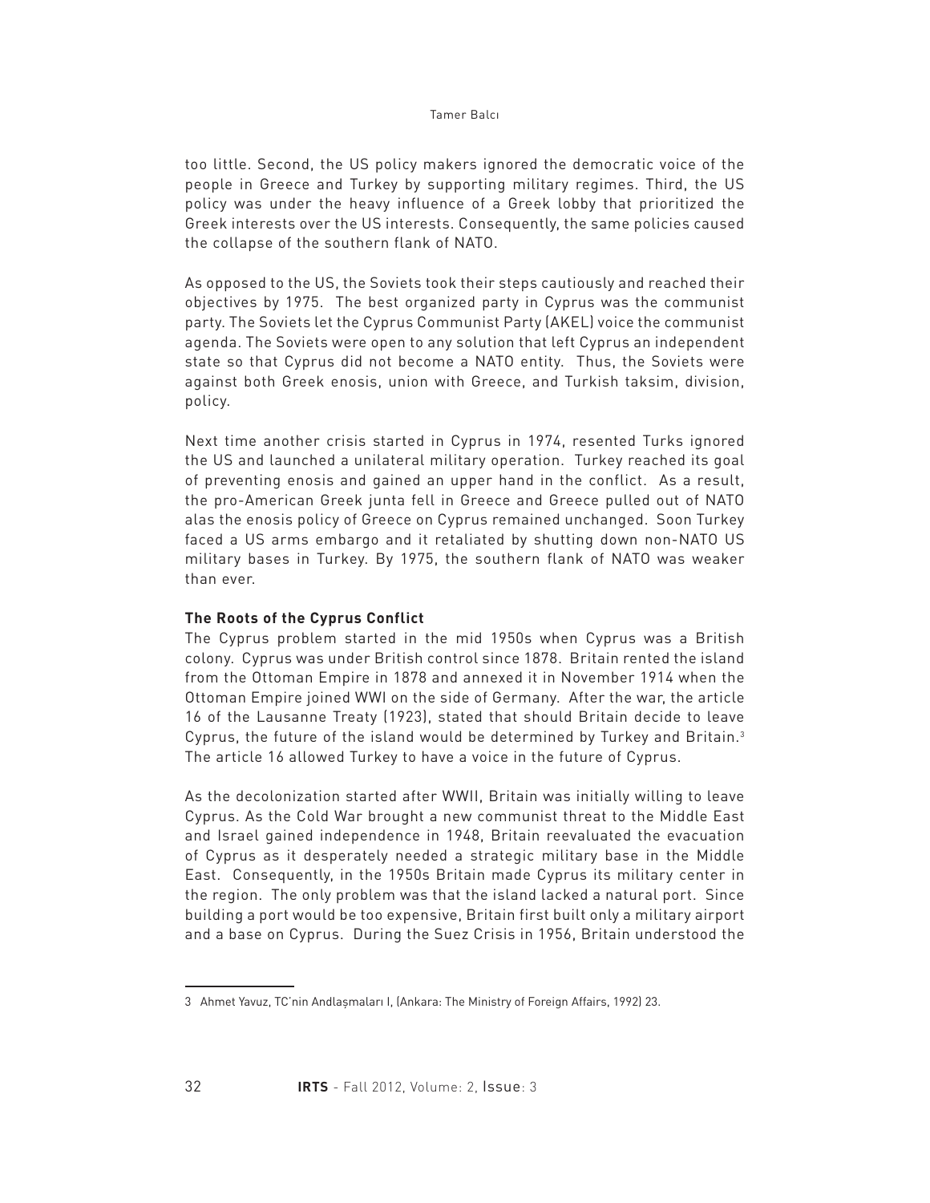too little. Second, the US policy makers ignored the democratic voice of the people in Greece and Turkey by supporting military regimes. Third, the US policy was under the heavy influence of a Greek lobby that prioritized the Greek interests over the US interests. Consequently, the same policies caused the collapse of the southern flank of NATO.

As opposed to the US, the Soviets took their steps cautiously and reached their objectives by 1975. The best organized party in Cyprus was the communist party. The Soviets let the Cyprus Communist Party (AKEL) voice the communist agenda. The Soviets were open to any solution that left Cyprus an independent state so that Cyprus did not become a NATO entity. Thus, the Soviets were against both Greek enosis, union with Greece, and Turkish taksim, division, policy.

Next time another crisis started in Cyprus in 1974, resented Turks ignored the US and launched a unilateral military operation. Turkey reached its goal of preventing enosis and gained an upper hand in the conflict. As a result, the pro-American Greek junta fell in Greece and Greece pulled out of NATO alas the enosis policy of Greece on Cyprus remained unchanged. Soon Turkey faced a US arms embargo and it retaliated by shutting down non-NATO US military bases in Turkey. By 1975, the southern flank of NATO was weaker than ever.

**The Roots of the Cyprus Conflict**

The Cyprus problem started in the mid 1950s when Cyprus was a British colony. Cyprus was under British control since 1878. Britain rented the island from the Ottoman Empire in 1878 and annexed it in November 1914 when the Ottoman Empire joined WWI on the side of Germany. After the war, the article 16 of the Lausanne Treaty (1923), stated that should Britain decide to leave Cyprus, the future of the island would be determined by Turkey and Britain.[3] The article 16 allowed Turkey to have a voice in the future of Cyprus.

As the decolonization started after WWII, Britain was initially willing to leave Cyprus. As the Cold War brought a new communist threat to the Middle East and Israel gained independence in 1948, Britain reevaluated the evacuation of Cyprus as it desperately needed a strategic military base in the Middle East. Consequently, in the 1950s Britain made Cyprus its military center in the region. The only problem was that the island lacked a natural port. Since building a port would be too expensive, Britain first built only a military airport and a base on Cyprus. During the Suez Crisis in 1956, Britain understood the

---

3 Ahmet Yavuz, TC'nin Andlaşmaları I, (Ankara: The Ministry of Foreign Affairs, 1992) 23.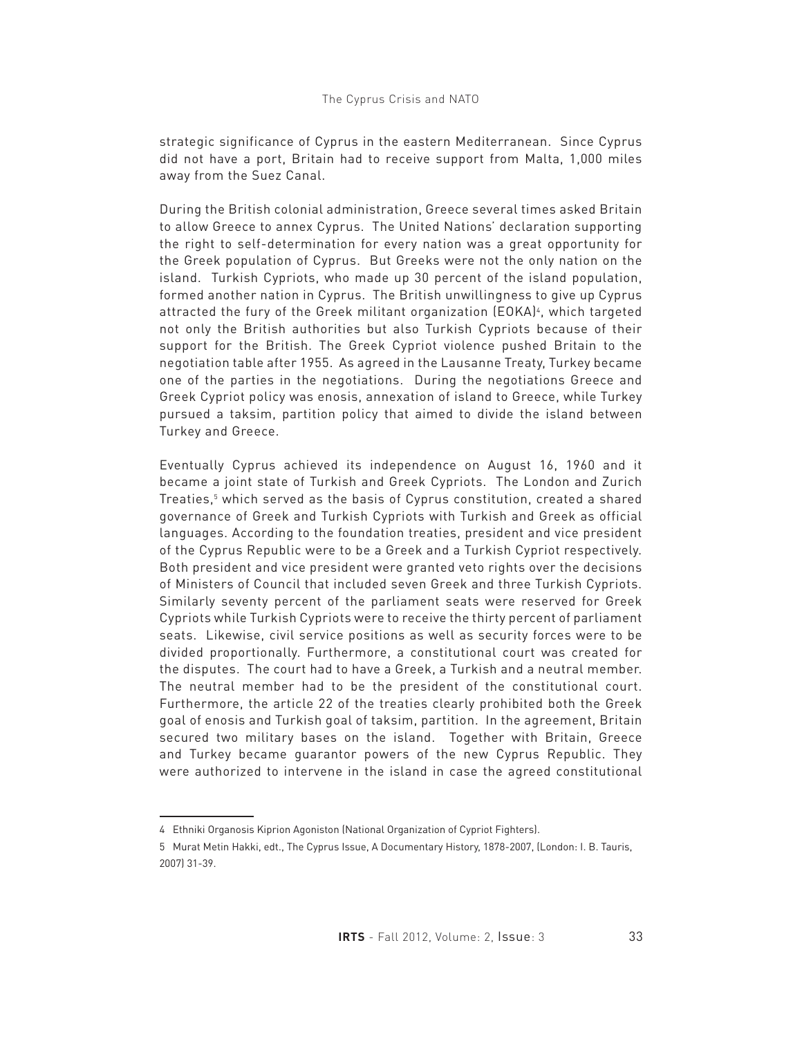strategic significance of Cyprus in the eastern Mediterranean. Since Cyprus did not have a port, Britain had to receive support from Malta, 1,000 miles away from the Suez Canal.

During the British colonial administration, Greece several times asked Britain to allow Greece to annex Cyprus. The United Nations' declaration supporting the right to self-determination for every nation was a great opportunity for the Greek population of Cyprus. But Greeks were not the only nation on the island. Turkish Cypriots, who made up 30 percent of the island population, formed another nation in Cyprus. The British unwillingness to give up Cyprus attracted the fury of the Greek militant organization (EOKA)[4], which targeted not only the British authorities but also Turkish Cypriots because of their support for the British. The Greek Cypriot violence pushed Britain to the negotiation table after 1955. As agreed in the Lausanne Treaty, Turkey became one of the parties in the negotiations. During the negotiations Greece and Greek Cypriot policy was enosis, annexation of island to Greece, while Turkey pursued a taksim, partition policy that aimed to divide the island between Turkey and Greece.

Eventually Cyprus achieved its independence on August 16, 1960 and it became a joint state of Turkish and Greek Cypriots. The London and Zurich Treaties,[5] which served as the basis of Cyprus constitution, created a shared governance of Greek and Turkish Cypriots with Turkish and Greek as official languages. According to the foundation treaties, president and vice president of the Cyprus Republic were to be a Greek and a Turkish Cypriot respectively. Both president and vice president were granted veto rights over the decisions of Ministers of Council that included seven Greek and three Turkish Cypriots. Similarly seventy percent of the parliament seats were reserved for Greek Cypriots while Turkish Cypriots were to receive the thirty percent of parliament seats. Likewise, civil service positions as well as security forces were to be divided proportionally. Furthermore, a constitutional court was created for the disputes. The court had to have a Greek, a Turkish and a neutral member. The neutral member had to be the president of the constitutional court. Furthermore, the article 22 of the treaties clearly prohibited both the Greek goal of enosis and Turkish goal of taksim, partition. In the agreement, Britain secured two military bases on the island. Together with Britain, Greece and Turkey became guarantor powers of the new Cyprus Republic. They were authorized to intervene in the island in case the agreed constitutional

---

4 Ethniki Organosis Kiprion Agoniston (National Organization of Cypriot Fighters).

5 Murat Metin Hakki, edt., The Cyprus Issue, A Documentary History, 1878-2007, (London: I. B. Tauris, 2007) 31-39.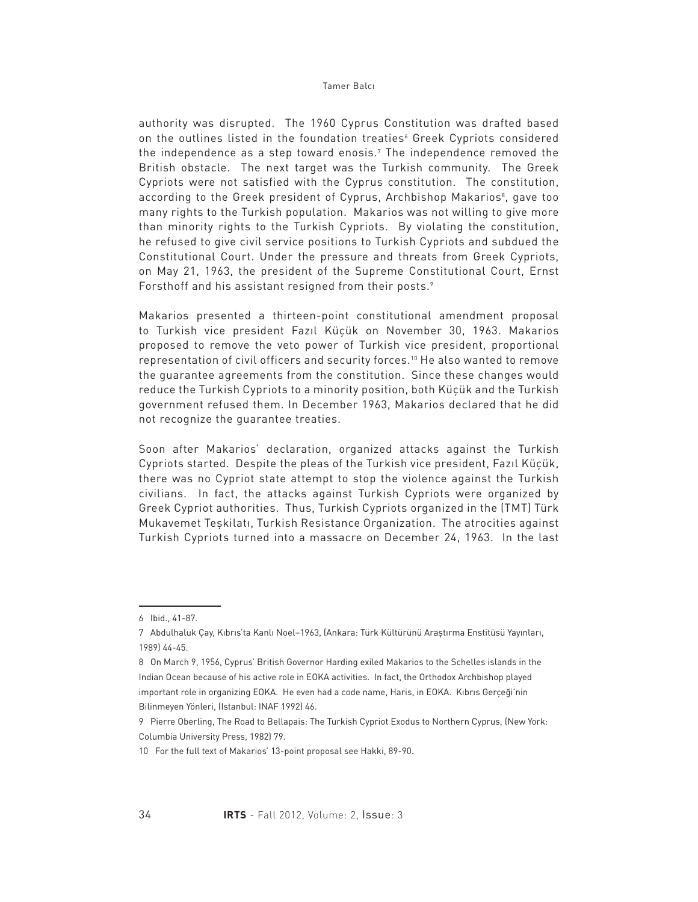authority was disrupted. The 1960 Cyprus Constitution was drafted based on the outlines listed in the foundation treaties[6] Greek Cypriots considered the independence as a step toward enosis.[7] The independence removed the British obstacle. The next target was the Turkish community. The Greek Cypriots were not satisfied with the Cyprus constitution. The constitution, according to the Greek president of Cyprus, Archbishop Makarios[8], gave too many rights to the Turkish population. Makarios was not willing to give more than minority rights to the Turkish Cypriots. By violating the constitution, he refused to give civil service positions to Turkish Cypriots and subdued the Constitutional Court. Under the pressure and threats from Greek Cypriots, on May 21, 1963, the president of the Supreme Constitutional Court, Ernst Forsthoff and his assistant resigned from their posts.[9]

Makarios presented a thirteen-point constitutional amendment proposal to Turkish vice president Fazıl Küçük on November 30, 1963. Makarios proposed to remove the veto power of Turkish vice president, proportional representation of civil officers and security forces.[10] He also wanted to remove the guarantee agreements from the constitution. Since these changes would reduce the Turkish Cypriots to a minority position, both Küçük and the Turkish government refused them. In December 1963, Makarios declared that he did not recognize the guarantee treaties.

Soon after Makarios' declaration, organized attacks against the Turkish Cypriots started. Despite the pleas of the Turkish vice president, Fazıl Küçük, there was no Cypriot state attempt to stop the violence against the Turkish civilians. In fact, the attacks against Turkish Cypriots were organized by Greek Cypriot authorities. Thus, Turkish Cypriots organized in the (TMT) Türk Mukavemet Teşkilatı, Turkish Resistance Organization. The atrocities against Turkish Cypriots turned into a massacre on December 24, 1963. In the last

---

6 Ibid., 41-87.

7 Abdulhaluk Çay, Kıbrıs'ta Kanlı Noel–1963, (Ankara: Türk Kültürünü Araştırma Enstitüsü Yayınları, 1989) 44-45.

8 On March 9, 1956, Cyprus' British Governor Harding exiled Makarios to the Schelles islands in the Indian Ocean because of his active role in EOKA activities. In fact, the Orthodox Archbishop played important role in organizing EOKA. He even had a code name, Haris, in EOKA. Kıbrıs Gerçeği'nin Bilinmeyen Yönleri, (Istanbul: INAF 1992) 46.

9 Pierre Oberling, The Road to Bellapais: The Turkish Cypriot Exodus to Northern Cyprus, (New York: Columbia University Press, 1982) 79.

10 For the full text of Makarios' 13-point proposal see Hakki, 89-90.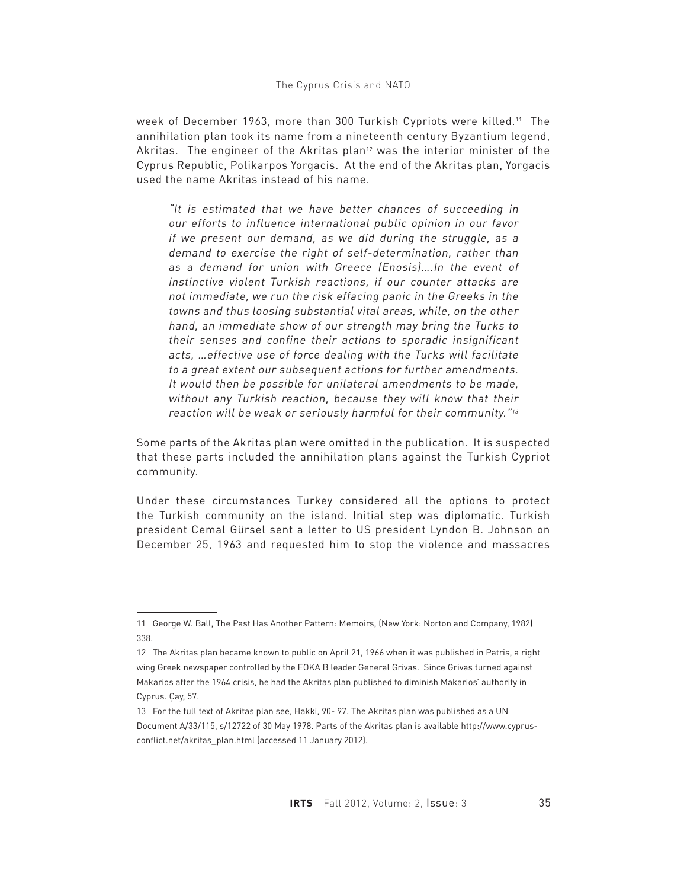week of December 1963, more than 300 Turkish Cypriots were killed.[11] The annihilation plan took its name from a nineteenth century Byzantium legend, Akritas. The engineer of the Akritas plan[12] was the interior minister of the Cyprus Republic, Polikarpos Yorgacis. At the end of the Akritas plan, Yorgacis used the name Akritas instead of his name.

> *"It is estimated that we have better chances of succeeding in our efforts to influence international public opinion in our favor if we present our demand, as we did during the struggle, as a demand to exercise the right of self-determination, rather than as a demand for union with Greece (Enosis)....In the event of instinctive violent Turkish reactions, if our counter attacks are not immediate, we run the risk effacing panic in the Greeks in the towns and thus loosing substantial vital areas, while, on the other hand, an immediate show of our strength may bring the Turks to their senses and confine their actions to sporadic insignificant acts, ...effective use of force dealing with the Turks will facilitate to a great extent our subsequent actions for further amendments. It would then be possible for unilateral amendments to be made, without any Turkish reaction, because they will know that their reaction will be weak or seriously harmful for their community."*[13]

Some parts of the Akritas plan were omitted in the publication. It is suspected that these parts included the annihilation plans against the Turkish Cypriot community.

Under these circumstances Turkey considered all the options to protect the Turkish community on the island. Initial step was diplomatic. Turkish president Cemal Gürsel sent a letter to US president Lyndon B. Johnson on December 25, 1963 and requested him to stop the violence and massacres

---

11 George W. Ball, The Past Has Another Pattern: Memoirs, (New York: Norton and Company, 1982) 338.

12 The Akritas plan became known to public on April 21, 1966 when it was published in Patris, a right wing Greek newspaper controlled by the EOKA B leader General Grivas. Since Grivas turned against Makarios after the 1964 crisis, he had the Akritas plan published to diminish Makarios' authority in Cyprus. Çay, 57.

13 For the full text of Akritas plan see, Hakki, 90- 97. The Akritas plan was published as a UN Document A/33/115, s/12722 of 30 May 1978. Parts of the Akritas plan is available http://www.cyprus-conflict.net/akritas_plan.html (accessed 11 January 2012).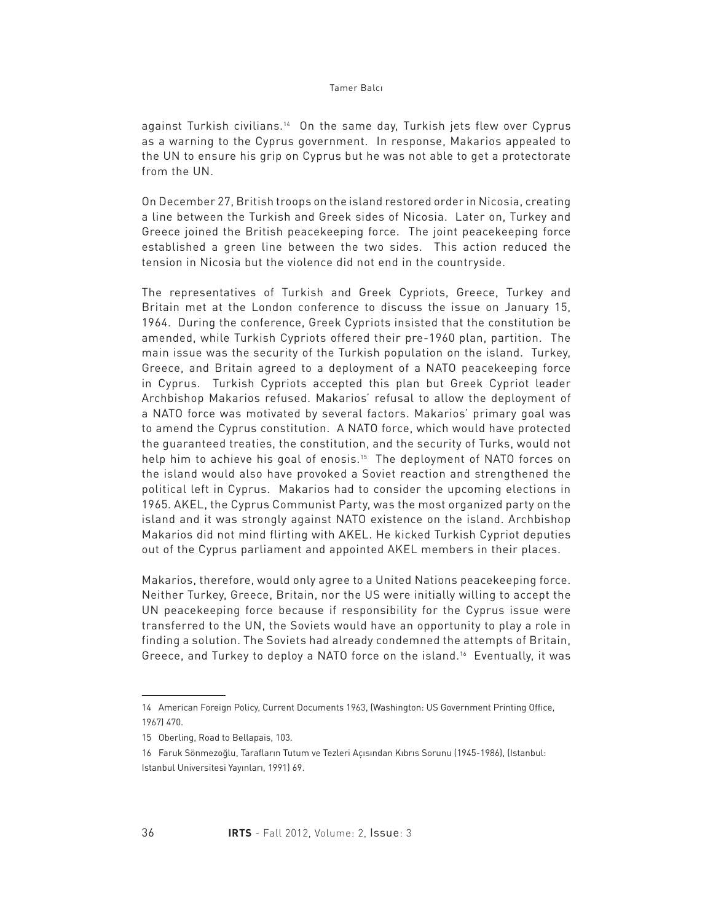against Turkish civilians.[14] On the same day, Turkish jets flew over Cyprus as a warning to the Cyprus government. In response, Makarios appealed to the UN to ensure his grip on Cyprus but he was not able to get a protectorate from the UN.

On December 27, British troops on the island restored order in Nicosia, creating a line between the Turkish and Greek sides of Nicosia. Later on, Turkey and Greece joined the British peacekeeping force. The joint peacekeeping force established a green line between the two sides. This action reduced the tension in Nicosia but the violence did not end in the countryside.

The representatives of Turkish and Greek Cypriots, Greece, Turkey and Britain met at the London conference to discuss the issue on January 15, 1964. During the conference, Greek Cypriots insisted that the constitution be amended, while Turkish Cypriots offered their pre-1960 plan, partition. The main issue was the security of the Turkish population on the island. Turkey, Greece, and Britain agreed to a deployment of a NATO peacekeeping force in Cyprus. Turkish Cypriots accepted this plan but Greek Cypriot leader Archbishop Makarios refused. Makarios' refusal to allow the deployment of a NATO force was motivated by several factors. Makarios' primary goal was to amend the Cyprus constitution. A NATO force, which would have protected the guaranteed treaties, the constitution, and the security of Turks, would not help him to achieve his goal of enosis.[15] The deployment of NATO forces on the island would also have provoked a Soviet reaction and strengthened the political left in Cyprus. Makarios had to consider the upcoming elections in 1965. AKEL, the Cyprus Communist Party, was the most organized party on the island and it was strongly against NATO existence on the island. Archbishop Makarios did not mind flirting with AKEL. He kicked Turkish Cypriot deputies out of the Cyprus parliament and appointed AKEL members in their places.

Makarios, therefore, would only agree to a United Nations peacekeeping force. Neither Turkey, Greece, Britain, nor the US were initially willing to accept the UN peacekeeping force because if responsibility for the Cyprus issue were transferred to the UN, the Soviets would have an opportunity to play a role in finding a solution. The Soviets had already condemned the attempts of Britain, Greece, and Turkey to deploy a NATO force on the island.[16] Eventually, it was

---

14 American Foreign Policy, Current Documents 1963, (Washington: US Government Printing Office, 1967) 470.

15 Oberling, Road to Bellapais, 103.

16 Faruk Sönmezoğlu, Tarafların Tutum ve Tezleri Açısından Kıbrıs Sorunu (1945-1986), (Istanbul: Istanbul Universitesi Yayınları, 1991) 69.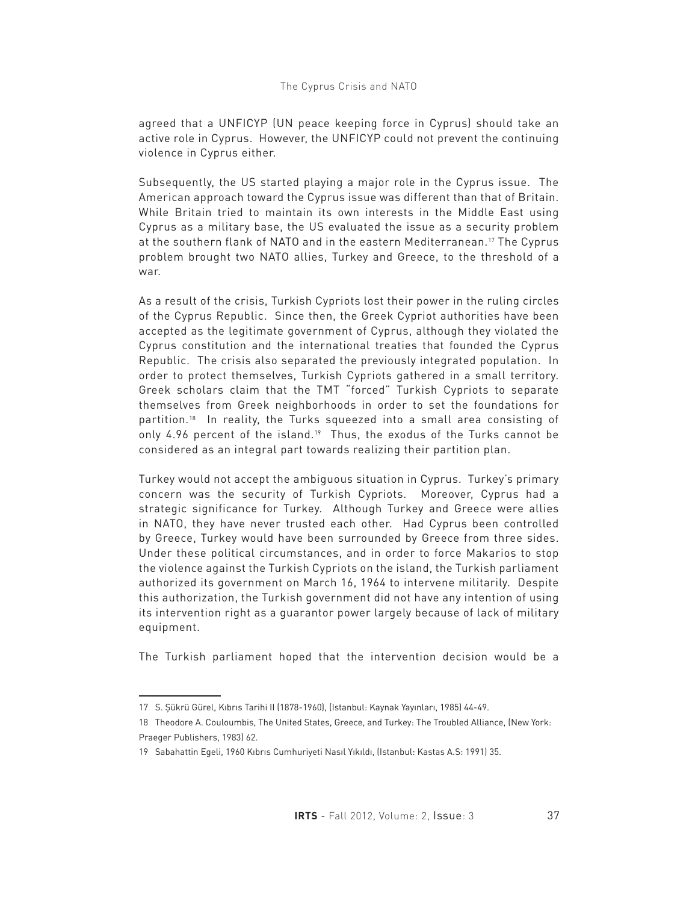agreed that a UNFICYP (UN peace keeping force in Cyprus) should take an active role in Cyprus. However, the UNFICYP could not prevent the continuing violence in Cyprus either.

Subsequently, the US started playing a major role in the Cyprus issue. The American approach toward the Cyprus issue was different than that of Britain. While Britain tried to maintain its own interests in the Middle East using Cyprus as a military base, the US evaluated the issue as a security problem at the southern flank of NATO and in the eastern Mediterranean.[17] The Cyprus problem brought two NATO allies, Turkey and Greece, to the threshold of a war.

As a result of the crisis, Turkish Cypriots lost their power in the ruling circles of the Cyprus Republic. Since then, the Greek Cypriot authorities have been accepted as the legitimate government of Cyprus, although they violated the Cyprus constitution and the international treaties that founded the Cyprus Republic. The crisis also separated the previously integrated population. In order to protect themselves, Turkish Cypriots gathered in a small territory. Greek scholars claim that the TMT "forced" Turkish Cypriots to separate themselves from Greek neighborhoods in order to set the foundations for partition.[18] In reality, the Turks squeezed into a small area consisting of only 4.96 percent of the island.[19] Thus, the exodus of the Turks cannot be considered as an integral part towards realizing their partition plan.

Turkey would not accept the ambiguous situation in Cyprus. Turkey's primary concern was the security of Turkish Cypriots. Moreover, Cyprus had a strategic significance for Turkey. Although Turkey and Greece were allies in NATO, they have never trusted each other. Had Cyprus been controlled by Greece, Turkey would have been surrounded by Greece from three sides. Under these political circumstances, and in order to force Makarios to stop the violence against the Turkish Cypriots on the island, the Turkish parliament authorized its government on March 16, 1964 to intervene militarily. Despite this authorization, the Turkish government did not have any intention of using its intervention right as a guarantor power largely because of lack of military equipment.

The Turkish parliament hoped that the intervention decision would be a

---

17 S. Şükrü Gürel, Kıbrıs Tarihi II (1878-1960), (Istanbul: Kaynak Yayınları, 1985) 44-49.

18 Theodore A. Couloumbis, The United States, Greece, and Turkey: The Troubled Alliance, (New York: Praeger Publishers, 1983) 62.

19 Sabahattin Egeli, 1960 Kıbrıs Cumhuriyeti Nasıl Yıkıldı, (Istanbul: Kastas A.S: 1991) 35.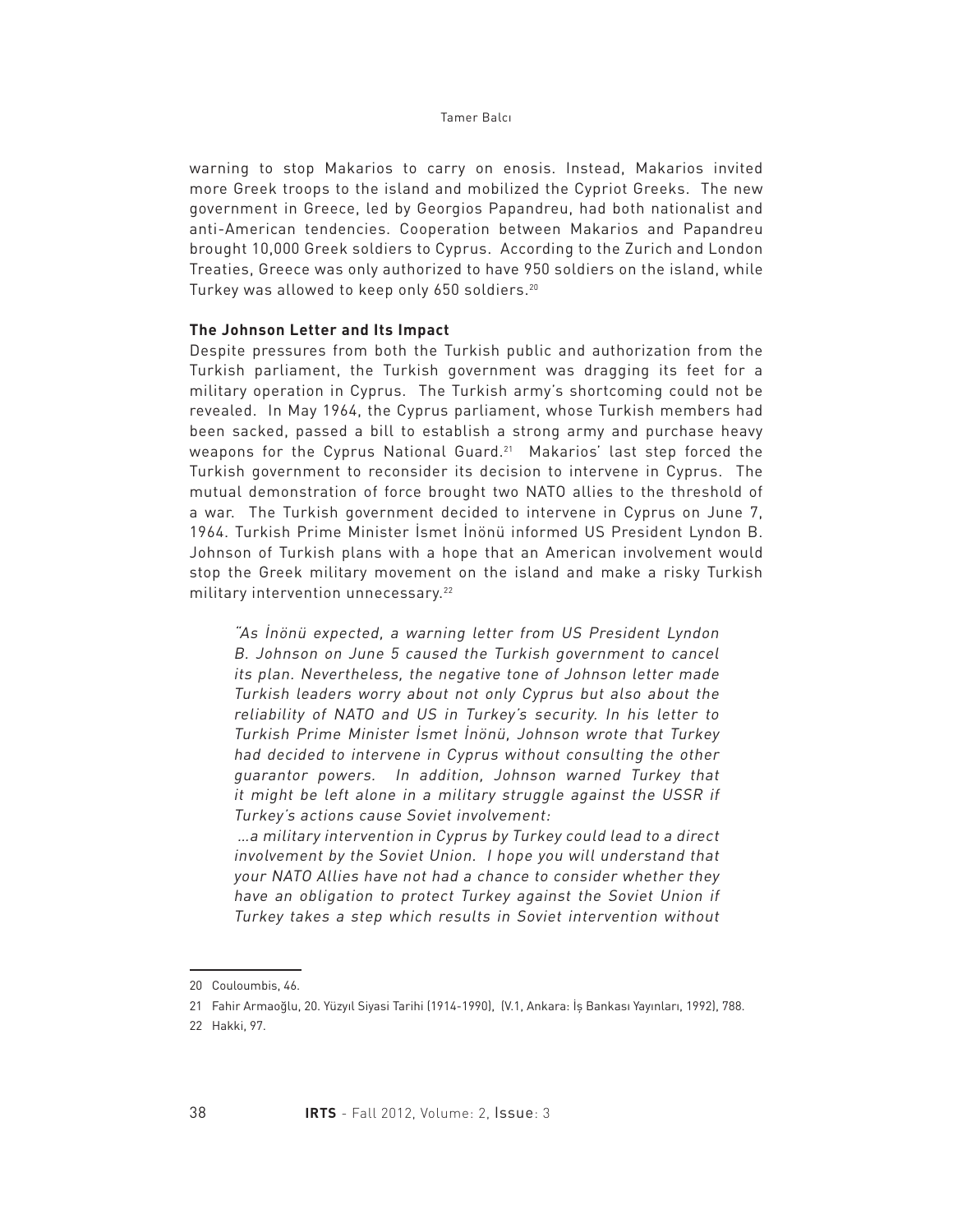warning to stop Makarios to carry on enosis. Instead, Makarios invited more Greek troops to the island and mobilized the Cypriot Greeks. The new government in Greece, led by Georgios Papandreu, had both nationalist and anti-American tendencies. Cooperation between Makarios and Papandreu brought 10,000 Greek soldiers to Cyprus. According to the Zurich and London Treaties, Greece was only authorized to have 950 soldiers on the island, while Turkey was allowed to keep only 650 soldiers.[20]

**The Johnson Letter and Its Impact**

Despite pressures from both the Turkish public and authorization from the Turkish parliament, the Turkish government was dragging its feet for a military operation in Cyprus. The Turkish army's shortcoming could not be revealed. In May 1964, the Cyprus parliament, whose Turkish members had been sacked, passed a bill to establish a strong army and purchase heavy weapons for the Cyprus National Guard.[21] Makarios' last step forced the Turkish government to reconsider its decision to intervene in Cyprus. The mutual demonstration of force brought two NATO allies to the threshold of a war. The Turkish government decided to intervene in Cyprus on June 7, 1964. Turkish Prime Minister İsmet İnönü informed US President Lyndon B. Johnson of Turkish plans with a hope that an American involvement would stop the Greek military movement on the island and make a risky Turkish military intervention unnecessary.[22]

> *"As İnönü expected, a warning letter from US President Lyndon B. Johnson on June 5 caused the Turkish government to cancel its plan. Nevertheless, the negative tone of Johnson letter made Turkish leaders worry about not only Cyprus but also about the reliability of NATO and US in Turkey's security. In his letter to Turkish Prime Minister İsmet İnönü, Johnson wrote that Turkey had decided to intervene in Cyprus without consulting the other guarantor powers. In addition, Johnson warned Turkey that it might be left alone in a military struggle against the USSR if Turkey's actions cause Soviet involvement:*
>
> *...a military intervention in Cyprus by Turkey could lead to a direct involvement by the Soviet Union. I hope you will understand that your NATO Allies have not had a chance to consider whether they have an obligation to protect Turkey against the Soviet Union if Turkey takes a step which results in Soviet intervention without*

20 Couloumbis, 46.

21 Fahir Armaoğlu, 20. Yüzyıl Siyasi Tarihi (1914-1990), (V.1, Ankara: İş Bankası Yayınları, 1992), 788.

22 Hakki, 97.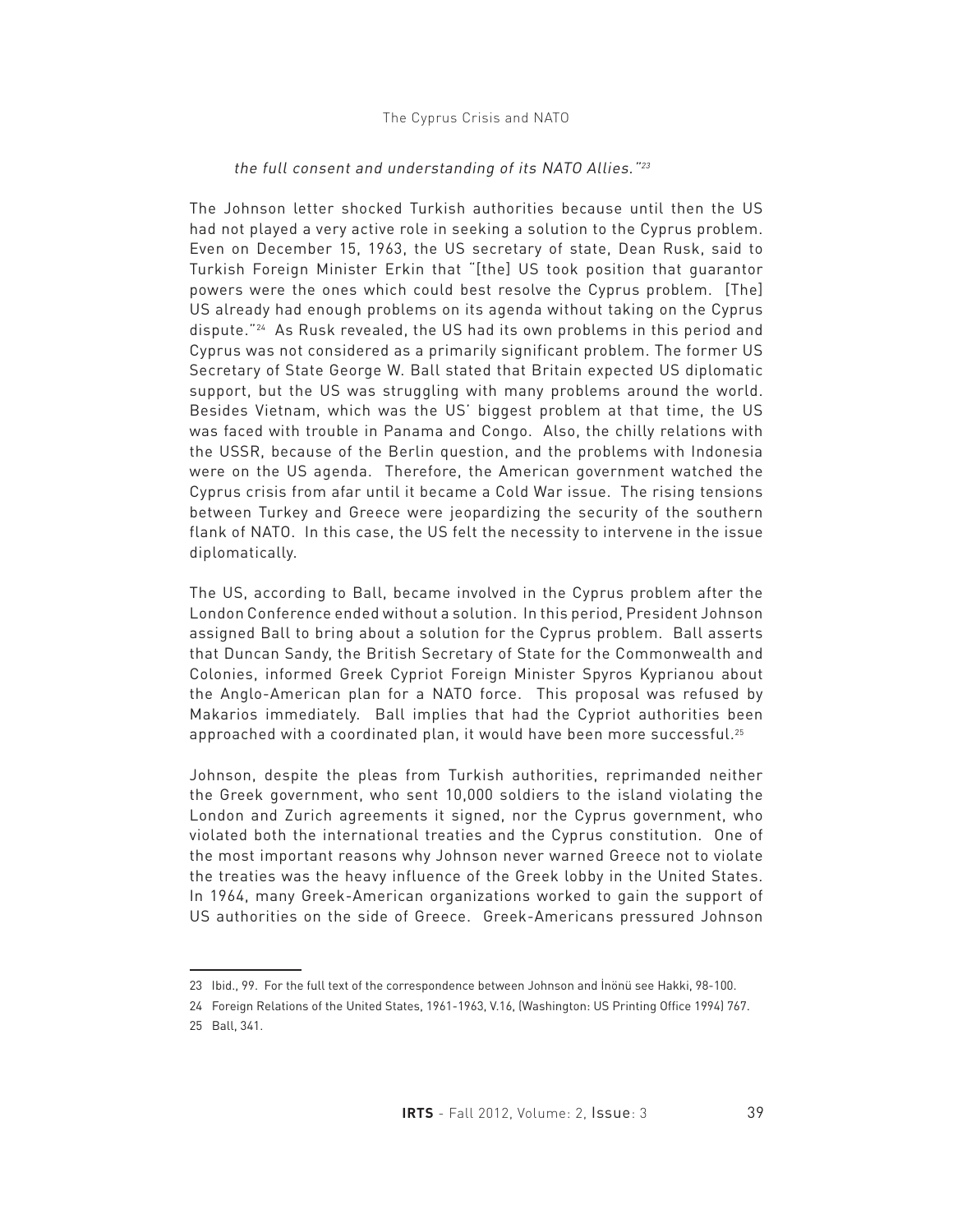*the full consent and understanding of its NATO Allies."*[23]

The Johnson letter shocked Turkish authorities because until then the US had not played a very active role in seeking a solution to the Cyprus problem. Even on December 15, 1963, the US secretary of state, Dean Rusk, said to Turkish Foreign Minister Erkin that "[the] US took position that guarantor powers were the ones which could best resolve the Cyprus problem. [The] US already had enough problems on its agenda without taking on the Cyprus dispute."[24] As Rusk revealed, the US had its own problems in this period and Cyprus was not considered as a primarily significant problem. The former US Secretary of State George W. Ball stated that Britain expected US diplomatic support, but the US was struggling with many problems around the world. Besides Vietnam, which was the US' biggest problem at that time, the US was faced with trouble in Panama and Congo. Also, the chilly relations with the USSR, because of the Berlin question, and the problems with Indonesia were on the US agenda. Therefore, the American government watched the Cyprus crisis from afar until it became a Cold War issue. The rising tensions between Turkey and Greece were jeopardizing the security of the southern flank of NATO. In this case, the US felt the necessity to intervene in the issue diplomatically.

The US, according to Ball, became involved in the Cyprus problem after the London Conference ended without a solution. In this period, President Johnson assigned Ball to bring about a solution for the Cyprus problem. Ball asserts that Duncan Sandy, the British Secretary of State for the Commonwealth and Colonies, informed Greek Cypriot Foreign Minister Spyros Kyprianou about the Anglo-American plan for a NATO force. This proposal was refused by Makarios immediately. Ball implies that had the Cypriot authorities been approached with a coordinated plan, it would have been more successful.[25]

Johnson, despite the pleas from Turkish authorities, reprimanded neither the Greek government, who sent 10,000 soldiers to the island violating the London and Zurich agreements it signed, nor the Cyprus government, who violated both the international treaties and the Cyprus constitution. One of the most important reasons why Johnson never warned Greece not to violate the treaties was the heavy influence of the Greek lobby in the United States. In 1964, many Greek-American organizations worked to gain the support of US authorities on the side of Greece. Greek-Americans pressured Johnson

---

23 Ibid., 99. For the full text of the correspondence between Johnson and İnönü see Hakki, 98-100.

24 Foreign Relations of the United States, 1961-1963, V.16, (Washington: US Printing Office 1994) 767.

25 Ball, 341.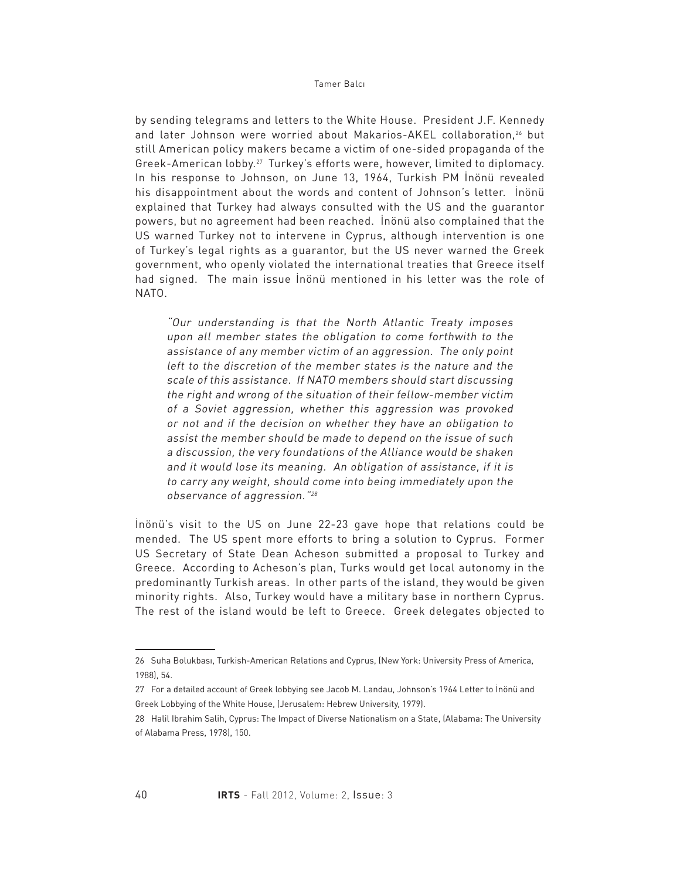by sending telegrams and letters to the White House. President J.F. Kennedy and later Johnson were worried about Makarios-AKEL collaboration,[26] but still American policy makers became a victim of one-sided propaganda of the Greek-American lobby.[27] Turkey's efforts were, however, limited to diplomacy. In his response to Johnson, on June 13, 1964, Turkish PM İnönü revealed his disappointment about the words and content of Johnson's letter. İnönü explained that Turkey had always consulted with the US and the guarantor powers, but no agreement had been reached. İnönü also complained that the US warned Turkey not to intervene in Cyprus, although intervention is one of Turkey's legal rights as a guarantor, but the US never warned the Greek government, who openly violated the international treaties that Greece itself had signed. The main issue İnönü mentioned in his letter was the role of NATO.

> *"Our understanding is that the North Atlantic Treaty imposes upon all member states the obligation to come forthwith to the assistance of any member victim of an aggression. The only point left to the discretion of the member states is the nature and the scale of this assistance. If NATO members should start discussing the right and wrong of the situation of their fellow-member victim of a Soviet aggression, whether this aggression was provoked or not and if the decision on whether they have an obligation to assist the member should be made to depend on the issue of such a discussion, the very foundations of the Alliance would be shaken and it would lose its meaning. An obligation of assistance, if it is to carry any weight, should come into being immediately upon the observance of aggression."*[28]

İnönü's visit to the US on June 22-23 gave hope that relations could be mended. The US spent more efforts to bring a solution to Cyprus. Former US Secretary of State Dean Acheson submitted a proposal to Turkey and Greece. According to Acheson's plan, Turks would get local autonomy in the predominantly Turkish areas. In other parts of the island, they would be given minority rights. Also, Turkey would have a military base in northern Cyprus. The rest of the island would be left to Greece. Greek delegates objected to

---

26 Suha Bolukbası, Turkish-American Relations and Cyprus, (New York: University Press of America, 1988), 54.

27 For a detailed account of Greek lobbying see Jacob M. Landau, Johnson's 1964 Letter to İnönü and Greek Lobbying of the White House, (Jerusalem: Hebrew University, 1979).

28 Halil Ibrahim Salih, Cyprus: The Impact of Diverse Nationalism on a State, (Alabama: The University of Alabama Press, 1978), 150.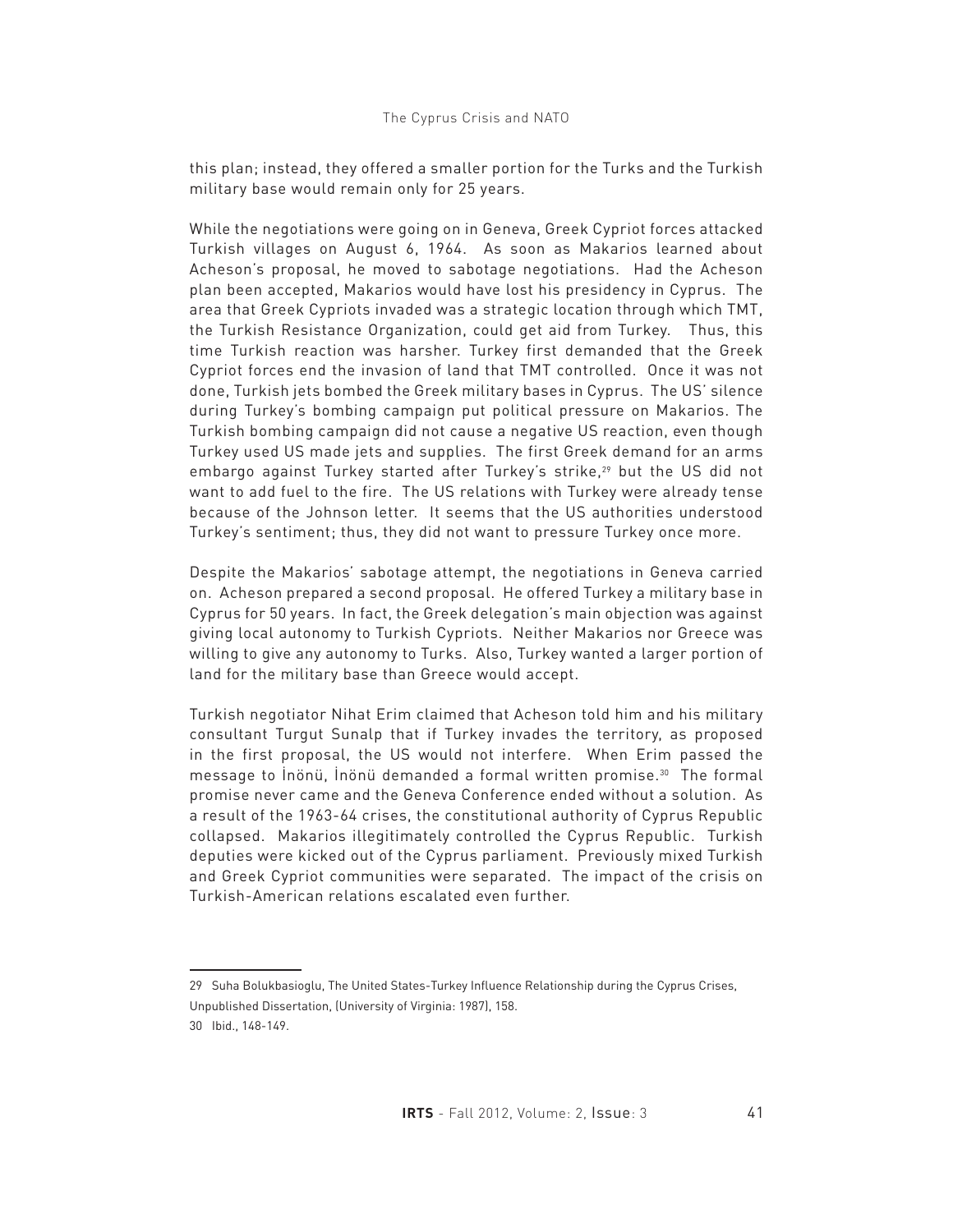this plan; instead, they offered a smaller portion for the Turks and the Turkish military base would remain only for 25 years.

While the negotiations were going on in Geneva, Greek Cypriot forces attacked Turkish villages on August 6, 1964. As soon as Makarios learned about Acheson's proposal, he moved to sabotage negotiations. Had the Acheson plan been accepted, Makarios would have lost his presidency in Cyprus. The area that Greek Cypriots invaded was a strategic location through which TMT, the Turkish Resistance Organization, could get aid from Turkey. Thus, this time Turkish reaction was harsher. Turkey first demanded that the Greek Cypriot forces end the invasion of land that TMT controlled. Once it was not done, Turkish jets bombed the Greek military bases in Cyprus. The US' silence during Turkey's bombing campaign put political pressure on Makarios. The Turkish bombing campaign did not cause a negative US reaction, even though Turkey used US made jets and supplies. The first Greek demand for an arms embargo against Turkey started after Turkey's strike,[29] but the US did not want to add fuel to the fire. The US relations with Turkey were already tense because of the Johnson letter. It seems that the US authorities understood Turkey's sentiment; thus, they did not want to pressure Turkey once more.

Despite the Makarios' sabotage attempt, the negotiations in Geneva carried on. Acheson prepared a second proposal. He offered Turkey a military base in Cyprus for 50 years. In fact, the Greek delegation's main objection was against giving local autonomy to Turkish Cypriots. Neither Makarios nor Greece was willing to give any autonomy to Turks. Also, Turkey wanted a larger portion of land for the military base than Greece would accept.

Turkish negotiator Nihat Erim claimed that Acheson told him and his military consultant Turgut Sunalp that if Turkey invades the territory, as proposed in the first proposal, the US would not interfere. When Erim passed the message to İnönü, İnönü demanded a formal written promise.[30] The formal promise never came and the Geneva Conference ended without a solution. As a result of the 1963-64 crises, the constitutional authority of Cyprus Republic collapsed. Makarios illegitimately controlled the Cyprus Republic. Turkish deputies were kicked out of the Cyprus parliament. Previously mixed Turkish and Greek Cypriot communities were separated. The impact of the crisis on Turkish-American relations escalated even further.

---

29 Suha Bolukbasioglu, The United States-Turkey Influence Relationship during the Cyprus Crises, Unpublished Dissertation, (University of Virginia: 1987), 158.

30 Ibid., 148-149.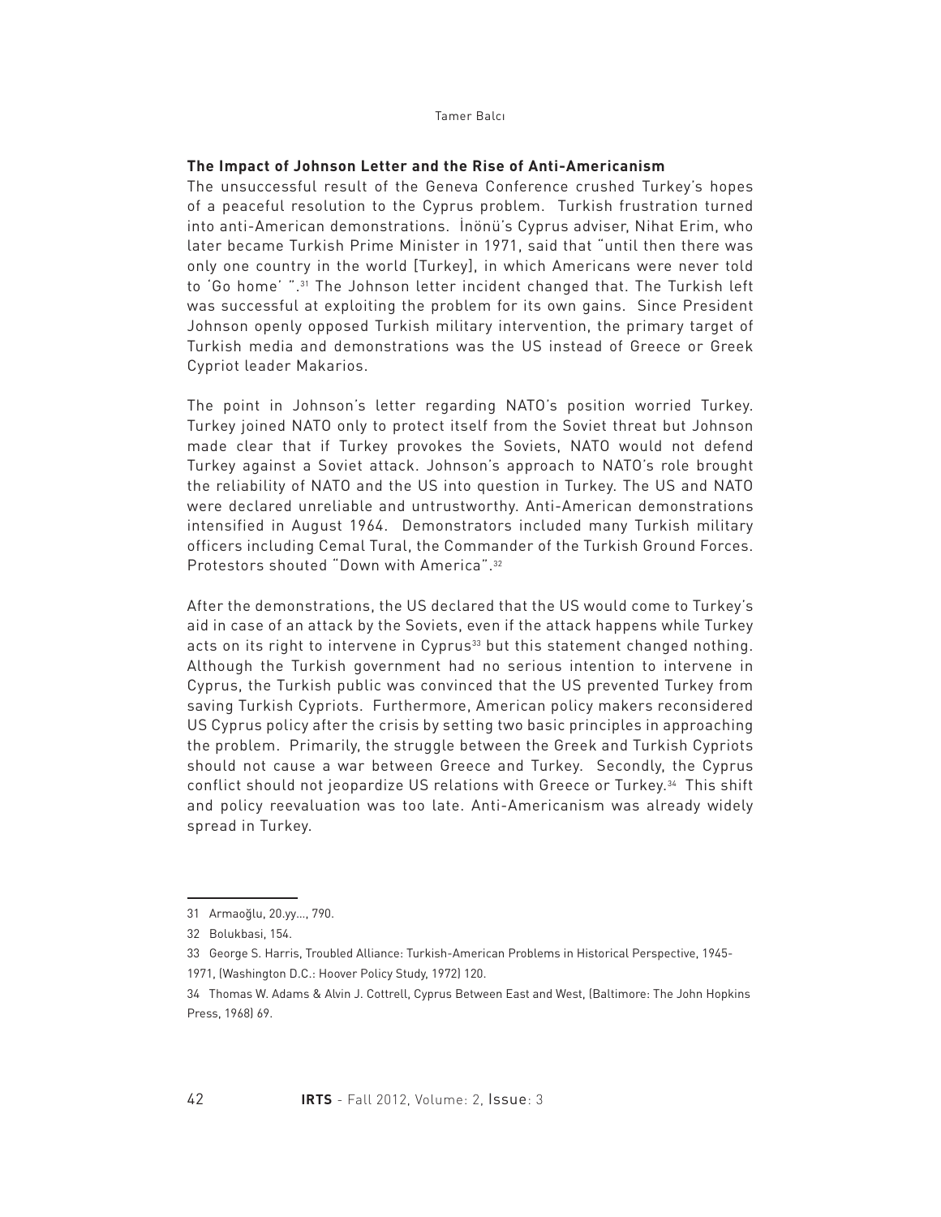### The Impact of Johnson Letter and the Rise of Anti-Americanism

The unsuccessful result of the Geneva Conference crushed Turkey's hopes of a peaceful resolution to the Cyprus problem. Turkish frustration turned into anti-American demonstrations. İnönü's Cyprus adviser, Nihat Erim, who later became Turkish Prime Minister in 1971, said that "until then there was only one country in the world [Turkey], in which Americans were never told to 'Go home' ".[31] The Johnson letter incident changed that. The Turkish left was successful at exploiting the problem for its own gains. Since President Johnson openly opposed Turkish military intervention, the primary target of Turkish media and demonstrations was the US instead of Greece or Greek Cypriot leader Makarios.

The point in Johnson's letter regarding NATO's position worried Turkey. Turkey joined NATO only to protect itself from the Soviet threat but Johnson made clear that if Turkey provokes the Soviets, NATO would not defend Turkey against a Soviet attack. Johnson's approach to NATO's role brought the reliability of NATO and the US into question in Turkey. The US and NATO were declared unreliable and untrustworthy. Anti-American demonstrations intensified in August 1964. Demonstrators included many Turkish military officers including Cemal Tural, the Commander of the Turkish Ground Forces. Protestors shouted "Down with America".[32]

After the demonstrations, the US declared that the US would come to Turkey's aid in case of an attack by the Soviets, even if the attack happens while Turkey acts on its right to intervene in Cyprus[33] but this statement changed nothing. Although the Turkish government had no serious intention to intervene in Cyprus, the Turkish public was convinced that the US prevented Turkey from saving Turkish Cypriots. Furthermore, American policy makers reconsidered US Cyprus policy after the crisis by setting two basic principles in approaching the problem. Primarily, the struggle between the Greek and Turkish Cypriots should not cause a war between Greece and Turkey. Secondly, the Cyprus conflict should not jeopardize US relations with Greece or Turkey.[34] This shift and policy reevaluation was too late. Anti-Americanism was already widely spread in Turkey.

---

31 Armaoğlu, 20.yy..., 790.

32 Bolukbasi, 154.

33 George S. Harris, Troubled Alliance: Turkish-American Problems in Historical Perspective, 1945-1971, (Washington D.C.: Hoover Policy Study, 1972) 120.

34 Thomas W. Adams & Alvin J. Cottrell, Cyprus Between East and West, (Baltimore: The John Hopkins Press, 1968) 69.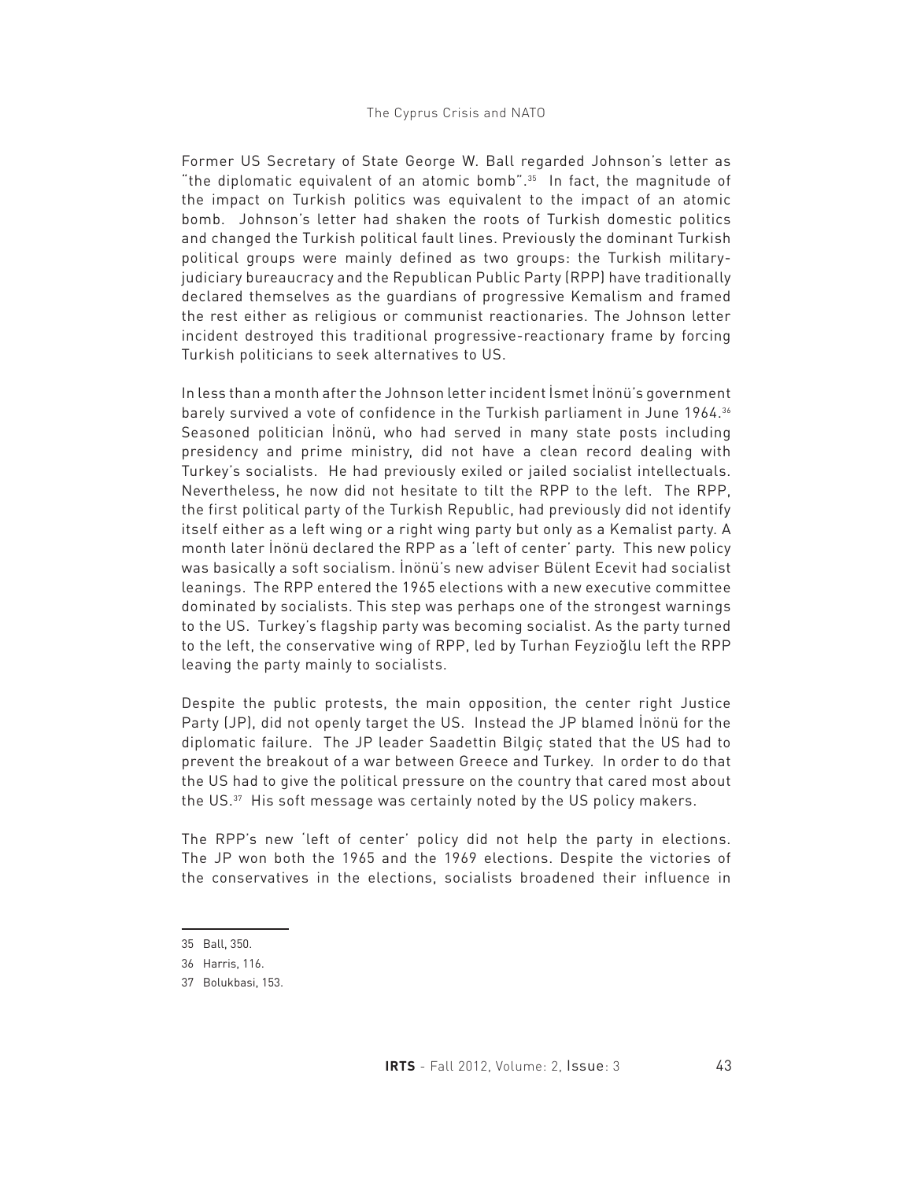Former US Secretary of State George W. Ball regarded Johnson's letter as "the diplomatic equivalent of an atomic bomb".[35] In fact, the magnitude of the impact on Turkish politics was equivalent to the impact of an atomic bomb. Johnson's letter had shaken the roots of Turkish domestic politics and changed the Turkish political fault lines. Previously the dominant Turkish political groups were mainly defined as two groups: the Turkish military-judiciary bureaucracy and the Republican Public Party (RPP) have traditionally declared themselves as the guardians of progressive Kemalism and framed the rest either as religious or communist reactionaries. The Johnson letter incident destroyed this traditional progressive-reactionary frame by forcing Turkish politicians to seek alternatives to US.

In less than a month after the Johnson letter incident İsmet İnönü's government barely survived a vote of confidence in the Turkish parliament in June 1964.[36] Seasoned politician İnönü, who had served in many state posts including presidency and prime ministry, did not have a clean record dealing with Turkey's socialists. He had previously exiled or jailed socialist intellectuals. Nevertheless, he now did not hesitate to tilt the RPP to the left. The RPP, the first political party of the Turkish Republic, had previously did not identify itself either as a left wing or a right wing party but only as a Kemalist party. A month later İnönü declared the RPP as a 'left of center' party. This new policy was basically a soft socialism. İnönü's new adviser Bülent Ecevit had socialist leanings. The RPP entered the 1965 elections with a new executive committee dominated by socialists. This step was perhaps one of the strongest warnings to the US. Turkey's flagship party was becoming socialist. As the party turned to the left, the conservative wing of RPP, led by Turhan Feyzioğlu left the RPP leaving the party mainly to socialists.

Despite the public protests, the main opposition, the center right Justice Party (JP), did not openly target the US. Instead the JP blamed İnönü for the diplomatic failure. The JP leader Saadettin Bilgiç stated that the US had to prevent the breakout of a war between Greece and Turkey. In order to do that the US had to give the political pressure on the country that cared most about the US.[37] His soft message was certainly noted by the US policy makers.

The RPP's new 'left of center' policy did not help the party in elections. The JP won both the 1965 and the 1969 elections. Despite the victories of the conservatives in the elections, socialists broadened their influence in

35 Ball, 350.

36 Harris, 116.

37 Bolukbasi, 153.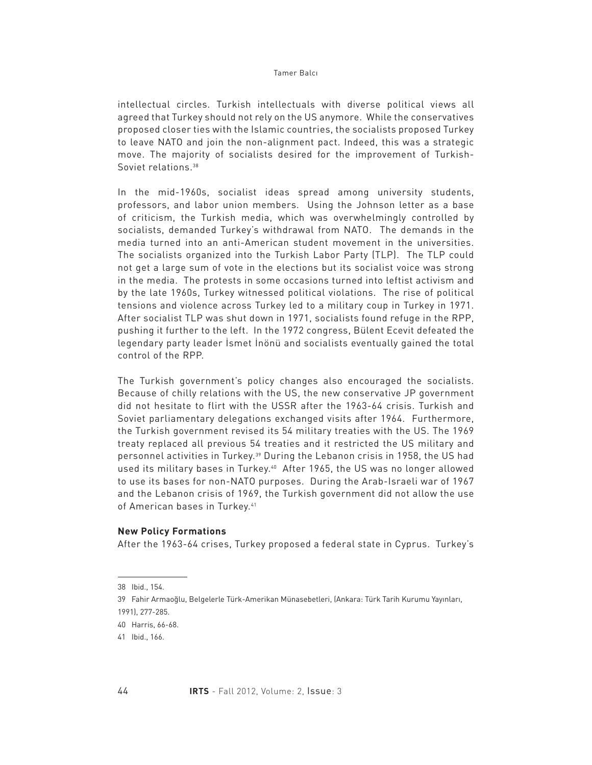intellectual circles. Turkish intellectuals with diverse political views all agreed that Turkey should not rely on the US anymore. While the conservatives proposed closer ties with the Islamic countries, the socialists proposed Turkey to leave NATO and join the non-alignment pact. Indeed, this was a strategic move. The majority of socialists desired for the improvement of Turkish-Soviet relations.[38]

In the mid-1960s, socialist ideas spread among university students, professors, and labor union members. Using the Johnson letter as a base of criticism, the Turkish media, which was overwhelmingly controlled by socialists, demanded Turkey's withdrawal from NATO. The demands in the media turned into an anti-American student movement in the universities. The socialists organized into the Turkish Labor Party (TLP). The TLP could not get a large sum of vote in the elections but its socialist voice was strong in the media. The protests in some occasions turned into leftist activism and by the late 1960s, Turkey witnessed political violations. The rise of political tensions and violence across Turkey led to a military coup in Turkey in 1971. After socialist TLP was shut down in 1971, socialists found refuge in the RPP, pushing it further to the left. In the 1972 congress, Bülent Ecevit defeated the legendary party leader İsmet İnönü and socialists eventually gained the total control of the RPP.

The Turkish government's policy changes also encouraged the socialists. Because of chilly relations with the US, the new conservative JP government did not hesitate to flirt with the USSR after the 1963-64 crisis. Turkish and Soviet parliamentary delegations exchanged visits after 1964. Furthermore, the Turkish government revised its 54 military treaties with the US. The 1969 treaty replaced all previous 54 treaties and it restricted the US military and personnel activities in Turkey.[39] During the Lebanon crisis in 1958, the US had used its military bases in Turkey.[40] After 1965, the US was no longer allowed to use its bases for non-NATO purposes. During the Arab-Israeli war of 1967 and the Lebanon crisis of 1969, the Turkish government did not allow the use of American bases in Turkey.[41]

**New Policy Formations**

After the 1963-64 crises, Turkey proposed a federal state in Cyprus. Turkey's

---

38 Ibid., 154.

39 Fahir Armaoğlu, Belgelerle Türk-Amerikan Münasebetleri, (Ankara: Türk Tarih Kurumu Yayınları, 1991), 277-285.

40 Harris, 66-68.

41 Ibid., 166.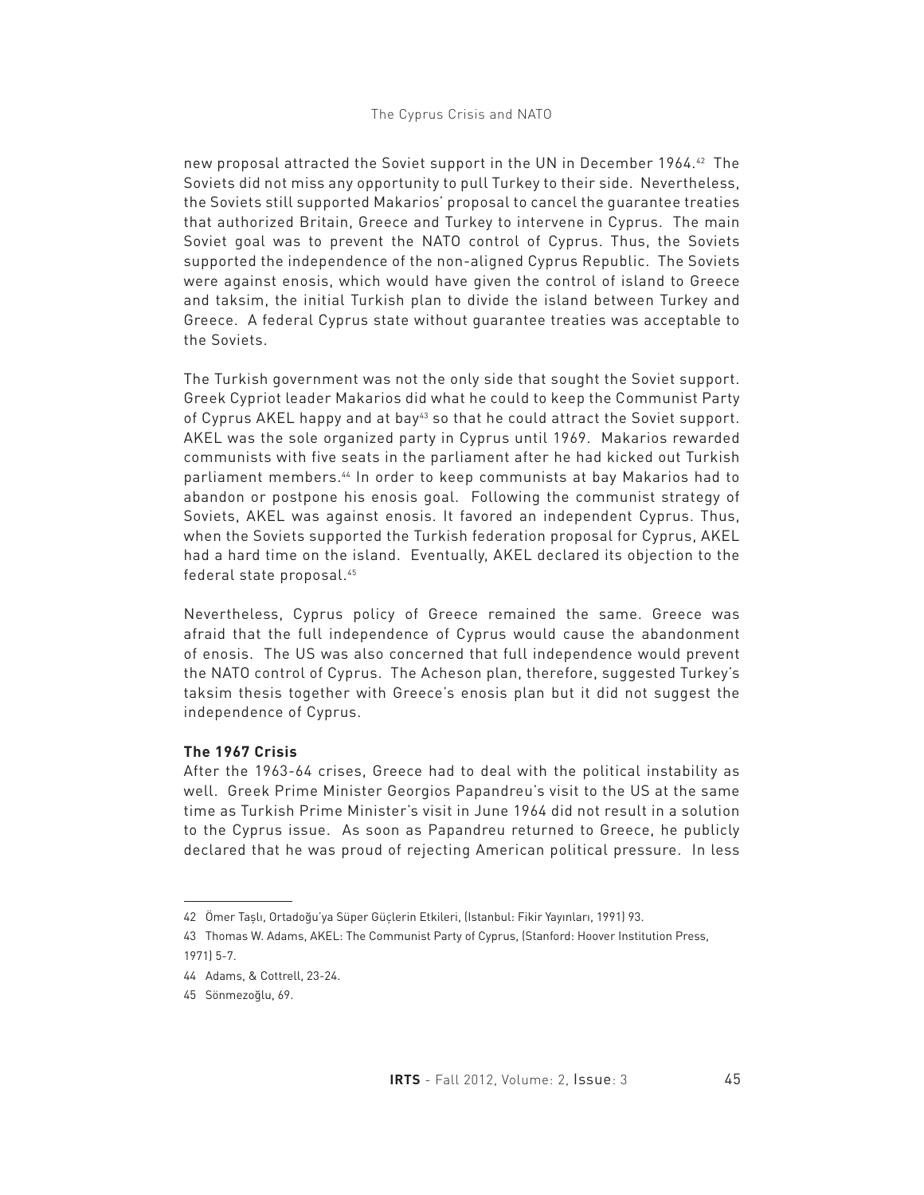new proposal attracted the Soviet support in the UN in December 1964.[42] The Soviets did not miss any opportunity to pull Turkey to their side. Nevertheless, the Soviets still supported Makarios' proposal to cancel the guarantee treaties that authorized Britain, Greece and Turkey to intervene in Cyprus. The main Soviet goal was to prevent the NATO control of Cyprus. Thus, the Soviets supported the independence of the non-aligned Cyprus Republic. The Soviets were against enosis, which would have given the control of island to Greece and taksim, the initial Turkish plan to divide the island between Turkey and Greece. A federal Cyprus state without guarantee treaties was acceptable to the Soviets.

The Turkish government was not the only side that sought the Soviet support. Greek Cypriot leader Makarios did what he could to keep the Communist Party of Cyprus AKEL happy and at bay[43] so that he could attract the Soviet support. AKEL was the sole organized party in Cyprus until 1969. Makarios rewarded communists with five seats in the parliament after he had kicked out Turkish parliament members.[44] In order to keep communists at bay Makarios had to abandon or postpone his enosis goal. Following the communist strategy of Soviets, AKEL was against enosis. It favored an independent Cyprus. Thus, when the Soviets supported the Turkish federation proposal for Cyprus, AKEL had a hard time on the island. Eventually, AKEL declared its objection to the federal state proposal.[45]

Nevertheless, Cyprus policy of Greece remained the same. Greece was afraid that the full independence of Cyprus would cause the abandonment of enosis. The US was also concerned that full independence would prevent the NATO control of Cyprus. The Acheson plan, therefore, suggested Turkey's taksim thesis together with Greece's enosis plan but it did not suggest the independence of Cyprus.

**The 1967 Crisis**

After the 1963-64 crises, Greece had to deal with the political instability as well. Greek Prime Minister Georgios Papandreu's visit to the US at the same time as Turkish Prime Minister's visit in June 1964 did not result in a solution to the Cyprus issue. As soon as Papandreu returned to Greece, he publicly declared that he was proud of rejecting American political pressure. In less

---

42 Ömer Taşlı, Ortadoğu'ya Süper Güçlerin Etkileri, (Istanbul: Fikir Yayınları, 1991) 93.

43 Thomas W. Adams, AKEL: The Communist Party of Cyprus, (Stanford: Hoover Institution Press, 1971) 5-7.

44 Adams, & Cottrell, 23-24.

45 Sönmezoğlu, 69.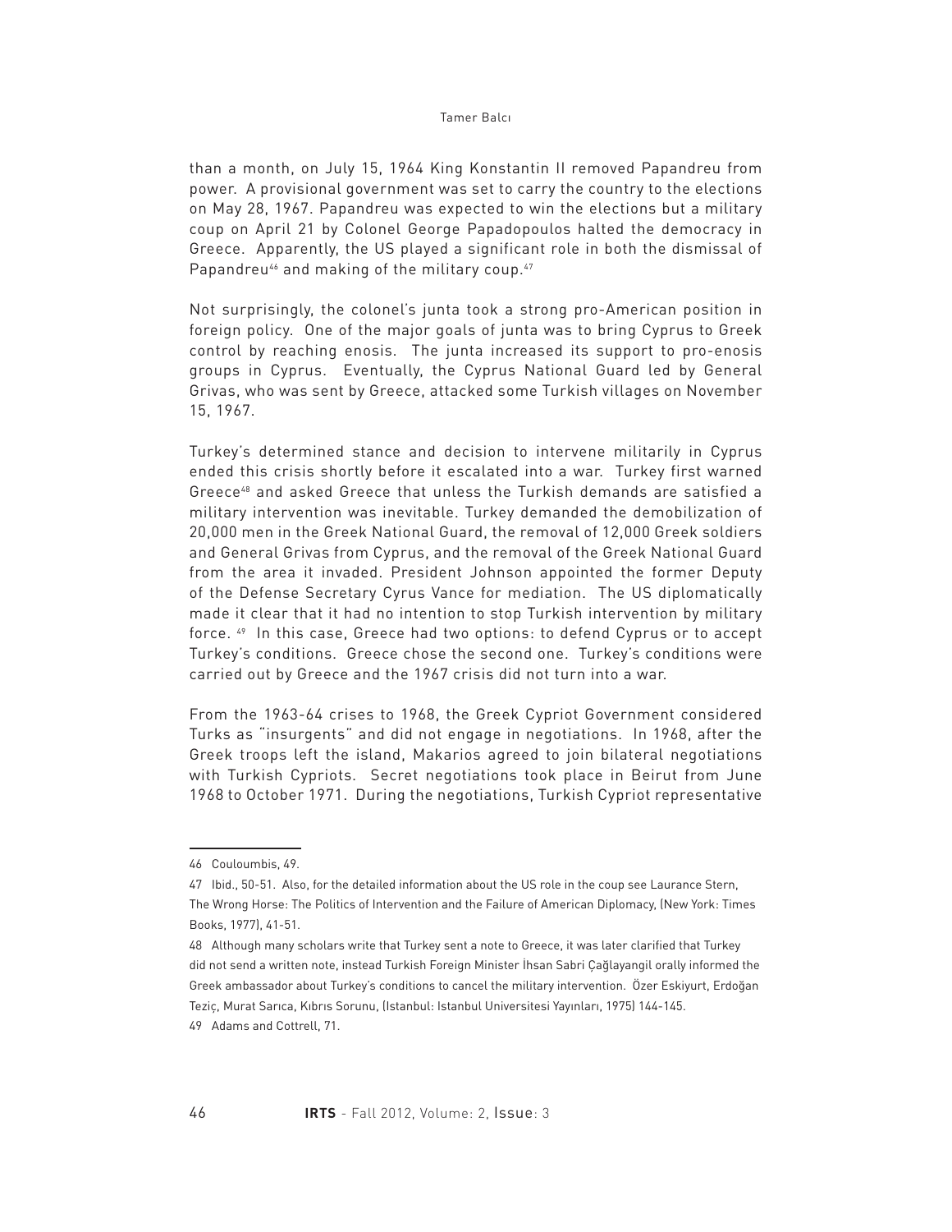than a month, on July 15, 1964 King Konstantin II removed Papandreu from power. A provisional government was set to carry the country to the elections on May 28, 1967. Papandreu was expected to win the elections but a military coup on April 21 by Colonel George Papadopoulos halted the democracy in Greece. Apparently, the US played a significant role in both the dismissal of Papandreu[46] and making of the military coup.[47]

Not surprisingly, the colonel's junta took a strong pro-American position in foreign policy. One of the major goals of junta was to bring Cyprus to Greek control by reaching enosis. The junta increased its support to pro-enosis groups in Cyprus. Eventually, the Cyprus National Guard led by General Grivas, who was sent by Greece, attacked some Turkish villages on November 15, 1967.

Turkey's determined stance and decision to intervene militarily in Cyprus ended this crisis shortly before it escalated into a war. Turkey first warned Greece[48] and asked Greece that unless the Turkish demands are satisfied a military intervention was inevitable. Turkey demanded the demobilization of 20,000 men in the Greek National Guard, the removal of 12,000 Greek soldiers and General Grivas from Cyprus, and the removal of the Greek National Guard from the area it invaded. President Johnson appointed the former Deputy of the Defense Secretary Cyrus Vance for mediation. The US diplomatically made it clear that it had no intention to stop Turkish intervention by military force. [49] In this case, Greece had two options: to defend Cyprus or to accept Turkey's conditions. Greece chose the second one. Turkey's conditions were carried out by Greece and the 1967 crisis did not turn into a war.

From the 1963-64 crises to 1968, the Greek Cypriot Government considered Turks as "insurgents" and did not engage in negotiations. In 1968, after the Greek troops left the island, Makarios agreed to join bilateral negotiations with Turkish Cypriots. Secret negotiations took place in Beirut from June 1968 to October 1971. During the negotiations, Turkish Cypriot representative

---

46 Couloumbis, 49.

47 Ibid., 50-51. Also, for the detailed information about the US role in the coup see Laurance Stern, The Wrong Horse: The Politics of Intervention and the Failure of American Diplomacy, (New York: Times Books, 1977), 41-51.

48 Although many scholars write that Turkey sent a note to Greece, it was later clarified that Turkey did not send a written note, instead Turkish Foreign Minister İhsan Sabri Çağlayangil orally informed the Greek ambassador about Turkey's conditions to cancel the military intervention. Özer Eskiyurt, Erdoğan Teziç, Murat Sarıca, Kıbrıs Sorunu, (Istanbul: Istanbul Universitesi Yayınları, 1975) 144-145.

49 Adams and Cottrell, 71.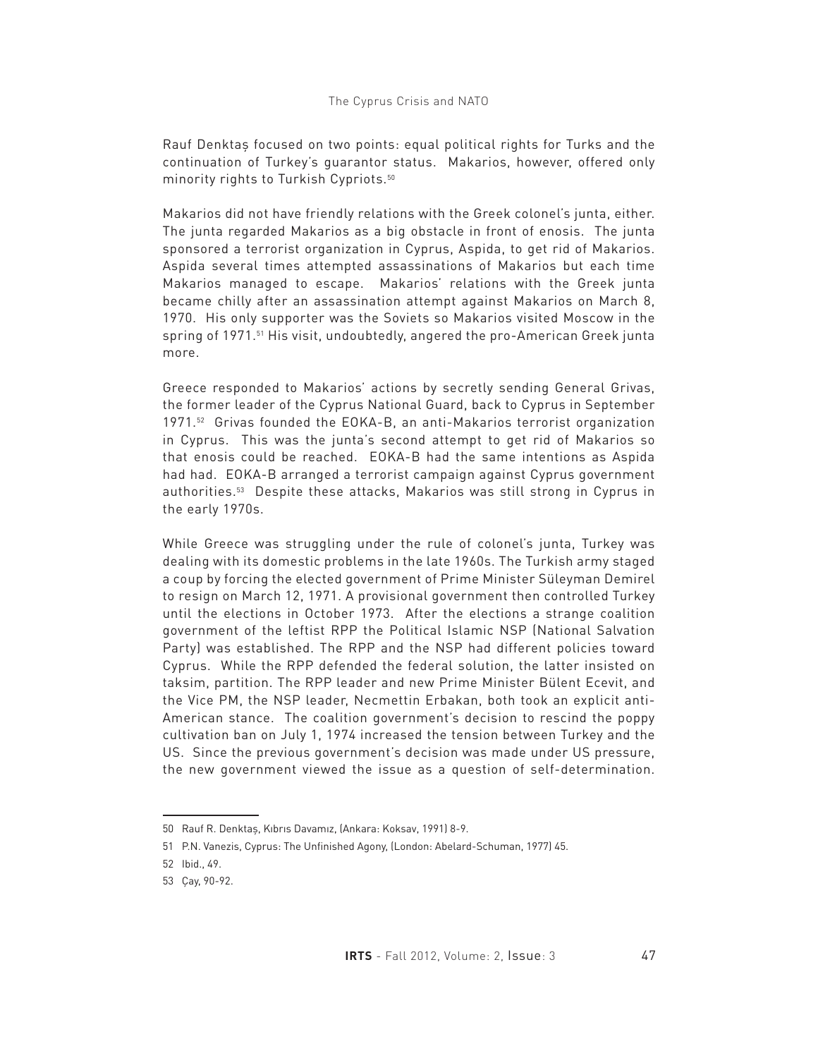Rauf Denktaş focused on two points: equal political rights for Turks and the continuation of Turkey's guarantor status. Makarios, however, offered only minority rights to Turkish Cypriots.[50]

Makarios did not have friendly relations with the Greek colonel's junta, either. The junta regarded Makarios as a big obstacle in front of enosis. The junta sponsored a terrorist organization in Cyprus, Aspida, to get rid of Makarios. Aspida several times attempted assassinations of Makarios but each time Makarios managed to escape. Makarios' relations with the Greek junta became chilly after an assassination attempt against Makarios on March 8, 1970. His only supporter was the Soviets so Makarios visited Moscow in the spring of 1971.[51] His visit, undoubtedly, angered the pro-American Greek junta more.

Greece responded to Makarios' actions by secretly sending General Grivas, the former leader of the Cyprus National Guard, back to Cyprus in September 1971.[52] Grivas founded the EOKA-B, an anti-Makarios terrorist organization in Cyprus. This was the junta's second attempt to get rid of Makarios so that enosis could be reached. EOKA-B had the same intentions as Aspida had had. EOKA-B arranged a terrorist campaign against Cyprus government authorities.[53] Despite these attacks, Makarios was still strong in Cyprus in the early 1970s.

While Greece was struggling under the rule of colonel's junta, Turkey was dealing with its domestic problems in the late 1960s. The Turkish army staged a coup by forcing the elected government of Prime Minister Süleyman Demirel to resign on March 12, 1971. A provisional government then controlled Turkey until the elections in October 1973. After the elections a strange coalition government of the leftist RPP the Political Islamic NSP (National Salvation Party) was established. The RPP and the NSP had different policies toward Cyprus. While the RPP defended the federal solution, the latter insisted on taksim, partition. The RPP leader and new Prime Minister Bülent Ecevit, and the Vice PM, the NSP leader, Necmettin Erbakan, both took an explicit anti-American stance. The coalition government's decision to rescind the poppy cultivation ban on July 1, 1974 increased the tension between Turkey and the US. Since the previous government's decision was made under US pressure, the new government viewed the issue as a question of self-determination.

---

50 Rauf R. Denktaş, Kıbrıs Davamız, (Ankara: Koksav, 1991) 8-9.

51 P.N. Vanezis, Cyprus: The Unfinished Agony, (London: Abelard-Schuman, 1977) 45.

52 Ibid., 49.

53 Çay, 90-92.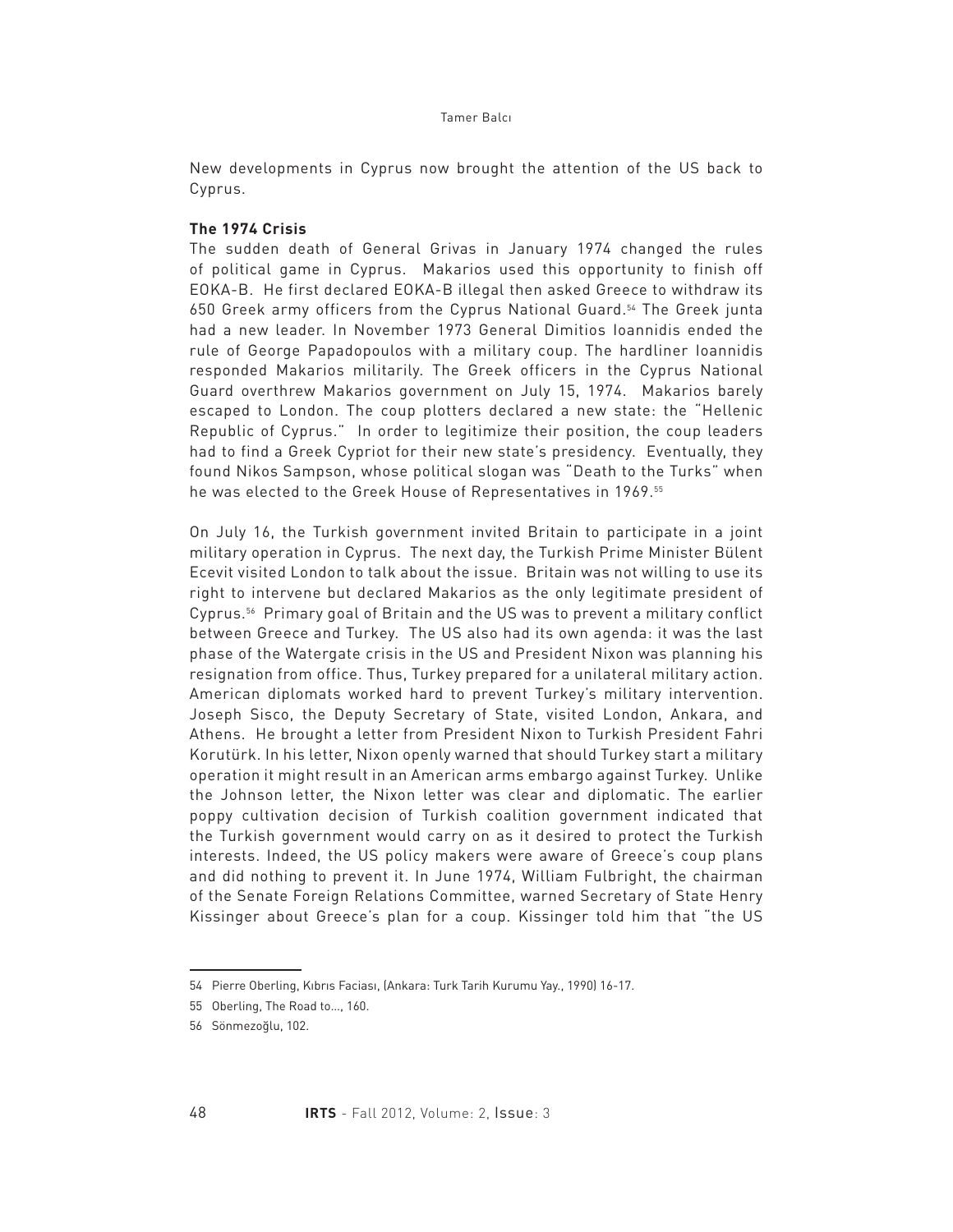New developments in Cyprus now brought the attention of the US back to Cyprus.

**The 1974 Crisis**

The sudden death of General Grivas in January 1974 changed the rules of political game in Cyprus. Makarios used this opportunity to finish off EOKA-B. He first declared EOKA-B illegal then asked Greece to withdraw its 650 Greek army officers from the Cyprus National Guard.[54] The Greek junta had a new leader. In November 1973 General Dimitios Ioannidis ended the rule of George Papadopoulos with a military coup. The hardliner Ioannidis responded Makarios militarily. The Greek officers in the Cyprus National Guard overthrew Makarios government on July 15, 1974. Makarios barely escaped to London. The coup plotters declared a new state: the "Hellenic Republic of Cyprus." In order to legitimize their position, the coup leaders had to find a Greek Cypriot for their new state's presidency. Eventually, they found Nikos Sampson, whose political slogan was "Death to the Turks" when he was elected to the Greek House of Representatives in 1969.[55]

On July 16, the Turkish government invited Britain to participate in a joint military operation in Cyprus. The next day, the Turkish Prime Minister Bülent Ecevit visited London to talk about the issue. Britain was not willing to use its right to intervene but declared Makarios as the only legitimate president of Cyprus.[56] Primary goal of Britain and the US was to prevent a military conflict between Greece and Turkey. The US also had its own agenda: it was the last phase of the Watergate crisis in the US and President Nixon was planning his resignation from office. Thus, Turkey prepared for a unilateral military action. American diplomats worked hard to prevent Turkey's military intervention. Joseph Sisco, the Deputy Secretary of State, visited London, Ankara, and Athens. He brought a letter from President Nixon to Turkish President Fahri Korutürk. In his letter, Nixon openly warned that should Turkey start a military operation it might result in an American arms embargo against Turkey. Unlike the Johnson letter, the Nixon letter was clear and diplomatic. The earlier poppy cultivation decision of Turkish coalition government indicated that the Turkish government would carry on as it desired to protect the Turkish interests. Indeed, the US policy makers were aware of Greece's coup plans and did nothing to prevent it. In June 1974, William Fulbright, the chairman of the Senate Foreign Relations Committee, warned Secretary of State Henry Kissinger about Greece's plan for a coup. Kissinger told him that "the US

---

54 Pierre Oberling, Kıbrıs Faciası, (Ankara: Turk Tarih Kurumu Yay., 1990) 16-17.

55 Oberling, The Road to..., 160.

56 Sönmezoğlu, 102.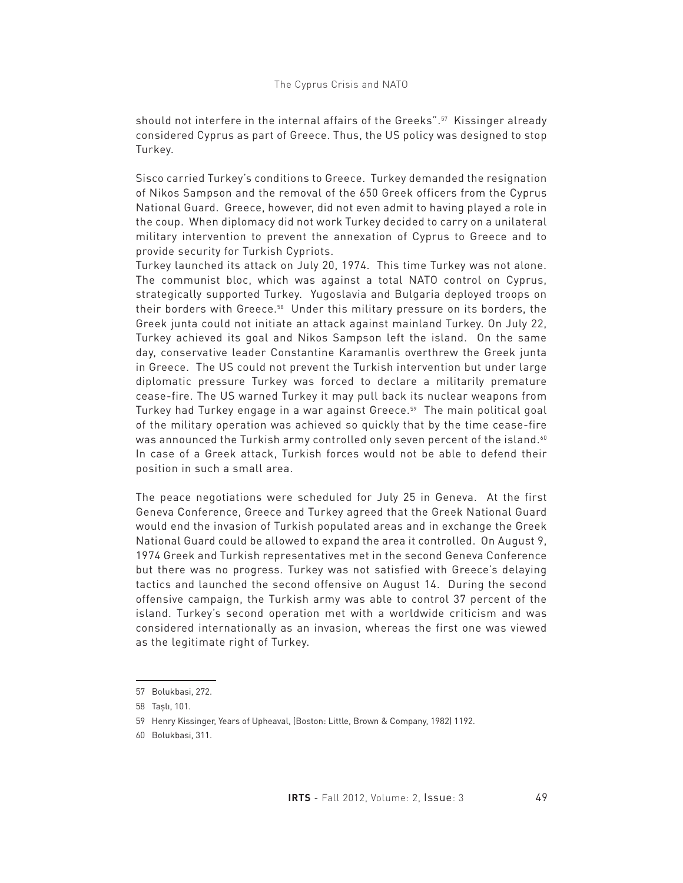should not interfere in the internal affairs of the Greeks".[57] Kissinger already considered Cyprus as part of Greece. Thus, the US policy was designed to stop Turkey.

Sisco carried Turkey's conditions to Greece. Turkey demanded the resignation of Nikos Sampson and the removal of the 650 Greek officers from the Cyprus National Guard. Greece, however, did not even admit to having played a role in the coup. When diplomacy did not work Turkey decided to carry on a unilateral military intervention to prevent the annexation of Cyprus to Greece and to provide security for Turkish Cypriots.

Turkey launched its attack on July 20, 1974. This time Turkey was not alone. The communist bloc, which was against a total NATO control on Cyprus, strategically supported Turkey. Yugoslavia and Bulgaria deployed troops on their borders with Greece.[58] Under this military pressure on its borders, the Greek junta could not initiate an attack against mainland Turkey. On July 22, Turkey achieved its goal and Nikos Sampson left the island. On the same day, conservative leader Constantine Karamanlis overthrew the Greek junta in Greece. The US could not prevent the Turkish intervention but under large diplomatic pressure Turkey was forced to declare a militarily premature cease-fire. The US warned Turkey it may pull back its nuclear weapons from Turkey had Turkey engage in a war against Greece.[59] The main political goal of the military operation was achieved so quickly that by the time cease-fire was announced the Turkish army controlled only seven percent of the island.[60] In case of a Greek attack, Turkish forces would not be able to defend their position in such a small area.

The peace negotiations were scheduled for July 25 in Geneva. At the first Geneva Conference, Greece and Turkey agreed that the Greek National Guard would end the invasion of Turkish populated areas and in exchange the Greek National Guard could be allowed to expand the area it controlled. On August 9, 1974 Greek and Turkish representatives met in the second Geneva Conference but there was no progress. Turkey was not satisfied with Greece's delaying tactics and launched the second offensive on August 14. During the second offensive campaign, the Turkish army was able to control 37 percent of the island. Turkey's second operation met with a worldwide criticism and was considered internationally as an invasion, whereas the first one was viewed as the legitimate right of Turkey.

---

57 Bolukbasi, 272.

58 Taşlı, 101.

59 Henry Kissinger, Years of Upheaval, (Boston: Little, Brown & Company, 1982) 1192.

60 Bolukbasi, 311.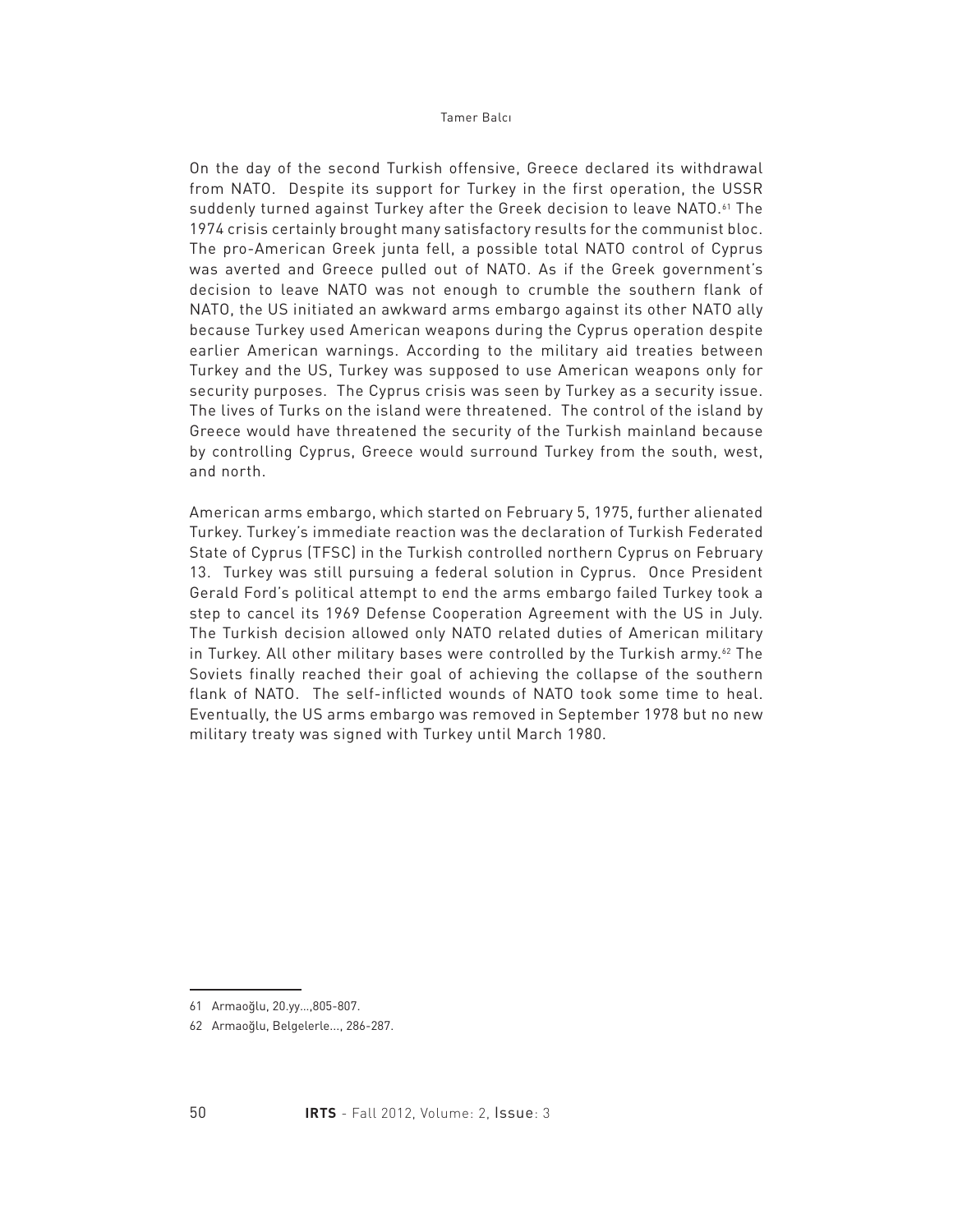On the day of the second Turkish offensive, Greece declared its withdrawal from NATO. Despite its support for Turkey in the first operation, the USSR suddenly turned against Turkey after the Greek decision to leave NATO.[61] The 1974 crisis certainly brought many satisfactory results for the communist bloc. The pro-American Greek junta fell, a possible total NATO control of Cyprus was averted and Greece pulled out of NATO. As if the Greek government's decision to leave NATO was not enough to crumble the southern flank of NATO, the US initiated an awkward arms embargo against its other NATO ally because Turkey used American weapons during the Cyprus operation despite earlier American warnings. According to the military aid treaties between Turkey and the US, Turkey was supposed to use American weapons only for security purposes. The Cyprus crisis was seen by Turkey as a security issue. The lives of Turks on the island were threatened. The control of the island by Greece would have threatened the security of the Turkish mainland because by controlling Cyprus, Greece would surround Turkey from the south, west, and north.

American arms embargo, which started on February 5, 1975, further alienated Turkey. Turkey's immediate reaction was the declaration of Turkish Federated State of Cyprus (TFSC) in the Turkish controlled northern Cyprus on February 13. Turkey was still pursuing a federal solution in Cyprus. Once President Gerald Ford's political attempt to end the arms embargo failed Turkey took a step to cancel its 1969 Defense Cooperation Agreement with the US in July. The Turkish decision allowed only NATO related duties of American military in Turkey. All other military bases were controlled by the Turkish army.[62] The Soviets finally reached their goal of achieving the collapse of the southern flank of NATO. The self-inflicted wounds of NATO took some time to heal. Eventually, the US arms embargo was removed in September 1978 but no new military treaty was signed with Turkey until March 1980.

---

61 Armaoğlu, 20.yy...,805-807.

62 Armaoğlu, Belgelerle..., 286-287.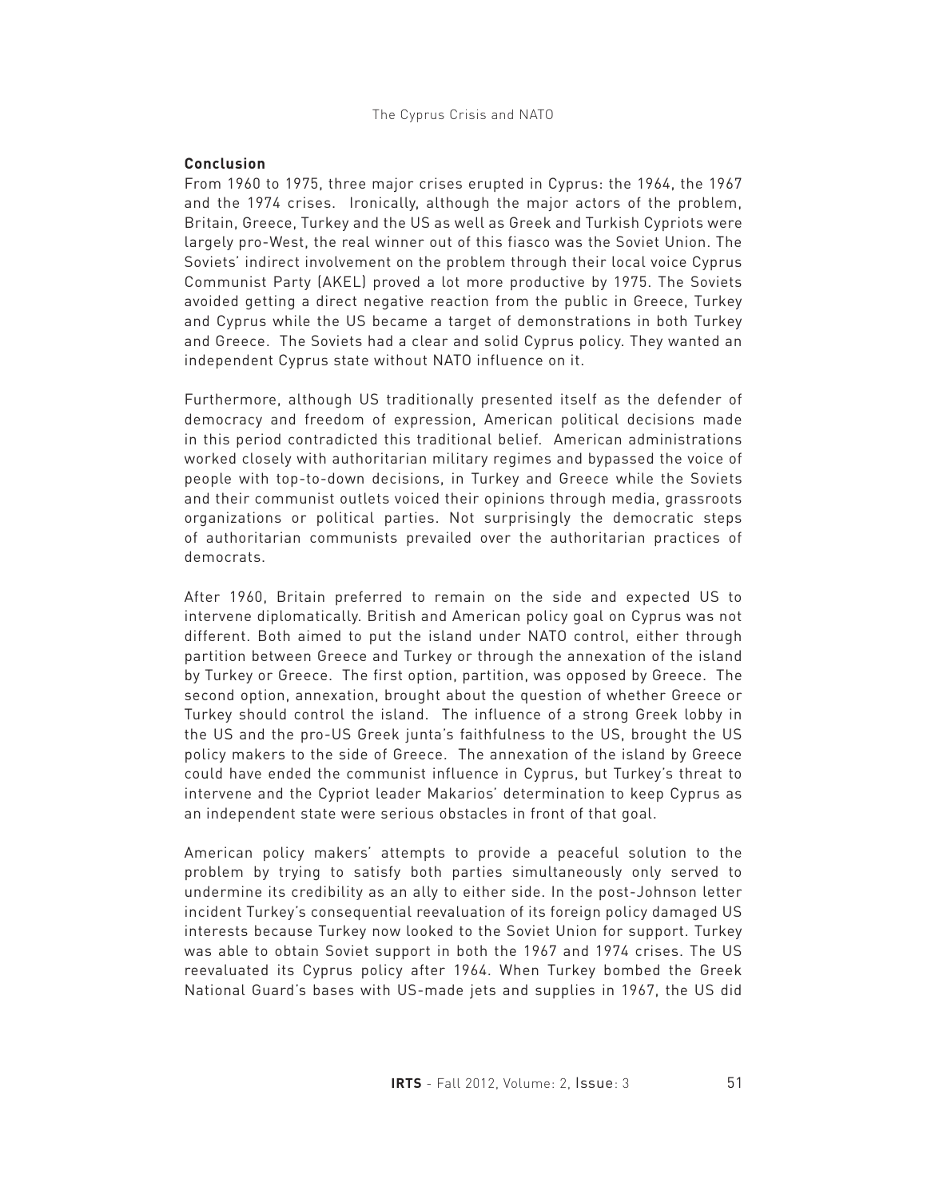## Conclusion

From 1960 to 1975, three major crises erupted in Cyprus: the 1964, the 1967 and the 1974 crises. Ironically, although the major actors of the problem, Britain, Greece, Turkey and the US as well as Greek and Turkish Cypriots were largely pro-West, the real winner out of this fiasco was the Soviet Union. The Soviets' indirect involvement on the problem through their local voice Cyprus Communist Party (AKEL) proved a lot more productive by 1975. The Soviets avoided getting a direct negative reaction from the public in Greece, Turkey and Cyprus while the US became a target of demonstrations in both Turkey and Greece. The Soviets had a clear and solid Cyprus policy. They wanted an independent Cyprus state without NATO influence on it.

Furthermore, although US traditionally presented itself as the defender of democracy and freedom of expression, American political decisions made in this period contradicted this traditional belief. American administrations worked closely with authoritarian military regimes and bypassed the voice of people with top-to-down decisions, in Turkey and Greece while the Soviets and their communist outlets voiced their opinions through media, grassroots organizations or political parties. Not surprisingly the democratic steps of authoritarian communists prevailed over the authoritarian practices of democrats.

After 1960, Britain preferred to remain on the side and expected US to intervene diplomatically. British and American policy goal on Cyprus was not different. Both aimed to put the island under NATO control, either through partition between Greece and Turkey or through the annexation of the island by Turkey or Greece. The first option, partition, was opposed by Greece. The second option, annexation, brought about the question of whether Greece or Turkey should control the island. The influence of a strong Greek lobby in the US and the pro-US Greek junta's faithfulness to the US, brought the US policy makers to the side of Greece. The annexation of the island by Greece could have ended the communist influence in Cyprus, but Turkey's threat to intervene and the Cypriot leader Makarios' determination to keep Cyprus as an independent state were serious obstacles in front of that goal.

American policy makers' attempts to provide a peaceful solution to the problem by trying to satisfy both parties simultaneously only served to undermine its credibility as an ally to either side. In the post-Johnson letter incident Turkey's consequential reevaluation of its foreign policy damaged US interests because Turkey now looked to the Soviet Union for support. Turkey was able to obtain Soviet support in both the 1967 and 1974 crises. The US reevaluated its Cyprus policy after 1964. When Turkey bombed the Greek National Guard's bases with US-made jets and supplies in 1967, the US did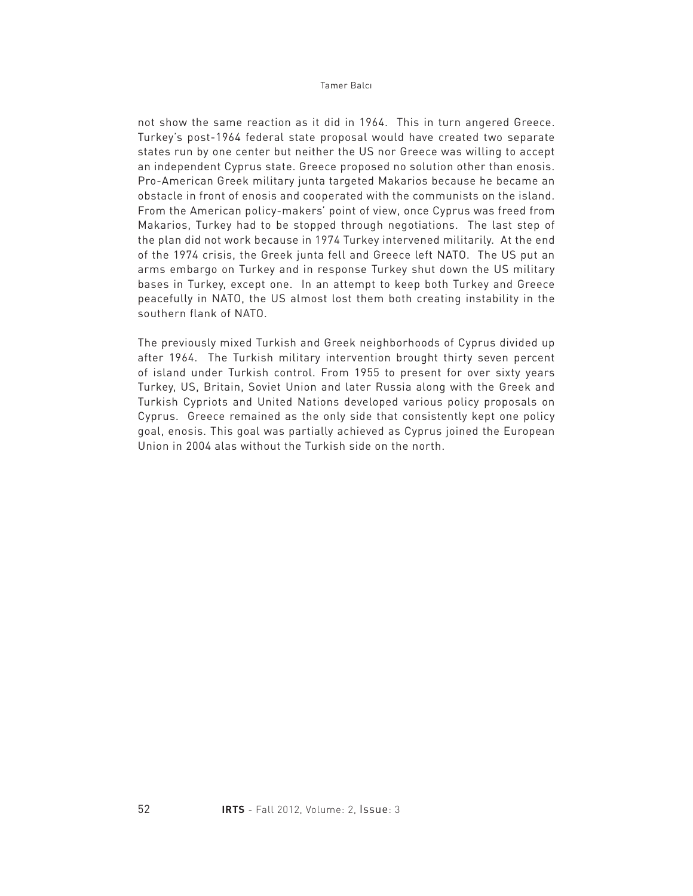not show the same reaction as it did in 1964. This in turn angered Greece. Turkey's post-1964 federal state proposal would have created two separate states run by one center but neither the US nor Greece was willing to accept an independent Cyprus state. Greece proposed no solution other than enosis. Pro-American Greek military junta targeted Makarios because he became an obstacle in front of enosis and cooperated with the communists on the island. From the American policy-makers' point of view, once Cyprus was freed from Makarios, Turkey had to be stopped through negotiations. The last step of the plan did not work because in 1974 Turkey intervened militarily. At the end of the 1974 crisis, the Greek junta fell and Greece left NATO. The US put an arms embargo on Turkey and in response Turkey shut down the US military bases in Turkey, except one. In an attempt to keep both Turkey and Greece peacefully in NATO, the US almost lost them both creating instability in the southern flank of NATO.

The previously mixed Turkish and Greek neighborhoods of Cyprus divided up after 1964. The Turkish military intervention brought thirty seven percent of island under Turkish control. From 1955 to present for over sixty years Turkey, US, Britain, Soviet Union and later Russia along with the Greek and Turkish Cypriots and United Nations developed various policy proposals on Cyprus. Greece remained as the only side that consistently kept one policy goal, enosis. This goal was partially achieved as Cyprus joined the European Union in 2004 alas without the Turkish side on the north.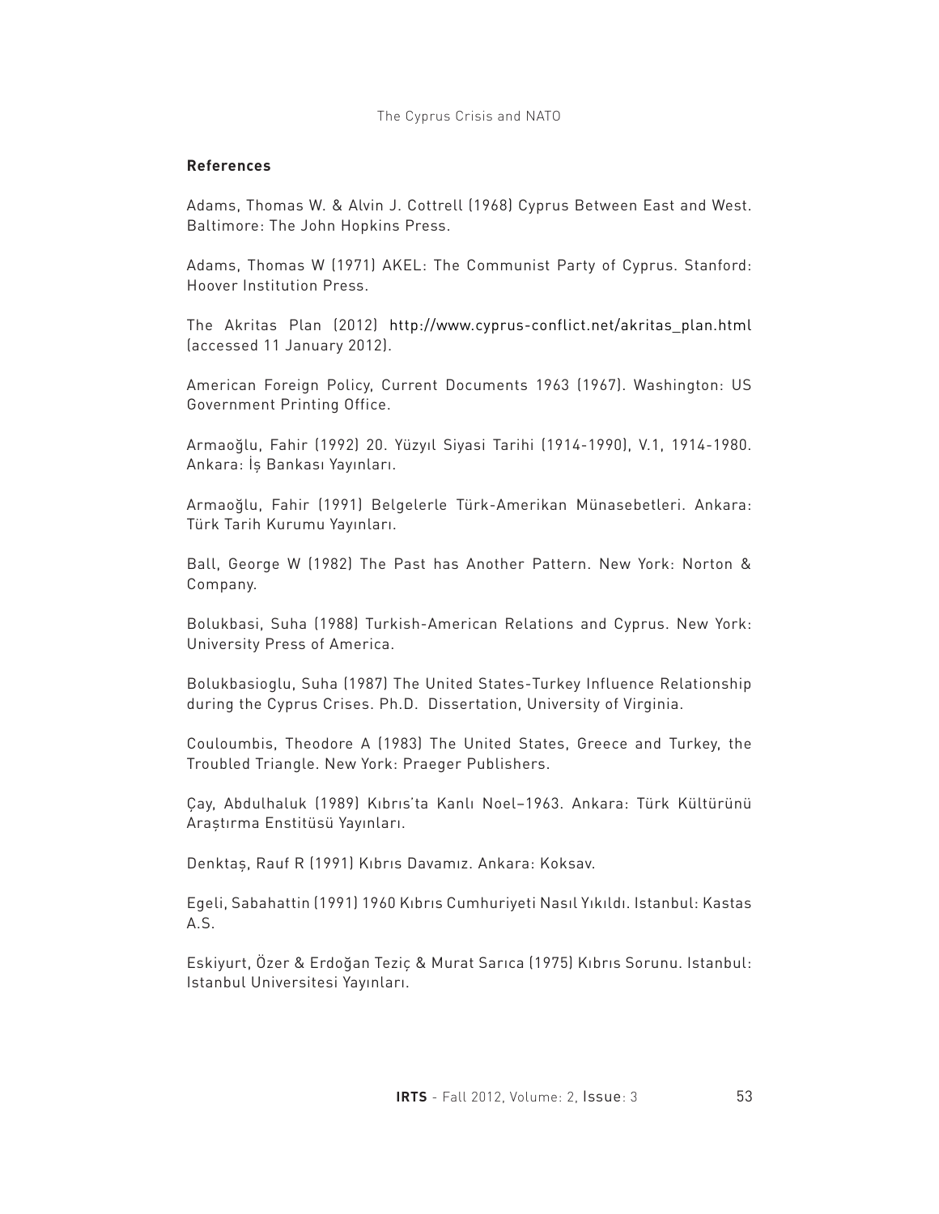## References

Adams, Thomas W. & Alvin J. Cottrell (1968) Cyprus Between East and West. Baltimore: The John Hopkins Press.

Adams, Thomas W (1971) AKEL: The Communist Party of Cyprus. Stanford: Hoover Institution Press.

The Akritas Plan (2012) http://www.cyprus-conflict.net/akritas_plan.html (accessed 11 January 2012).

American Foreign Policy, Current Documents 1963 (1967). Washington: US Government Printing Office.

Armaoğlu, Fahir (1992) 20. Yüzyıl Siyasi Tarihi (1914-1990), V.1, 1914-1980. Ankara: İş Bankası Yayınları.

Armaoğlu, Fahir (1991) Belgelerle Türk-Amerikan Münasebetleri. Ankara: Türk Tarih Kurumu Yayınları.

Ball, George W (1982) The Past has Another Pattern. New York: Norton & Company.

Bolukbasi, Suha (1988) Turkish-American Relations and Cyprus. New York: University Press of America.

Bolukbasioglu, Suha (1987) The United States-Turkey Influence Relationship during the Cyprus Crises. Ph.D. Dissertation, University of Virginia.

Couloumbis, Theodore A (1983) The United States, Greece and Turkey, the Troubled Triangle. New York: Praeger Publishers.

Çay, Abdulhaluk (1989) Kıbrıs'ta Kanlı Noel–1963. Ankara: Türk Kültürünü Araştırma Enstitüsü Yayınları.

Denktaş, Rauf R (1991) Kıbrıs Davamız. Ankara: Koksav.

Egeli, Sabahattin (1991) 1960 Kıbrıs Cumhuriyeti Nasıl Yıkıldı. Istanbul: Kastas A.S.

Eskiyurt, Özer & Erdoğan Teziç & Murat Sarıca (1975) Kıbrıs Sorunu. Istanbul: Istanbul Universitesi Yayınları.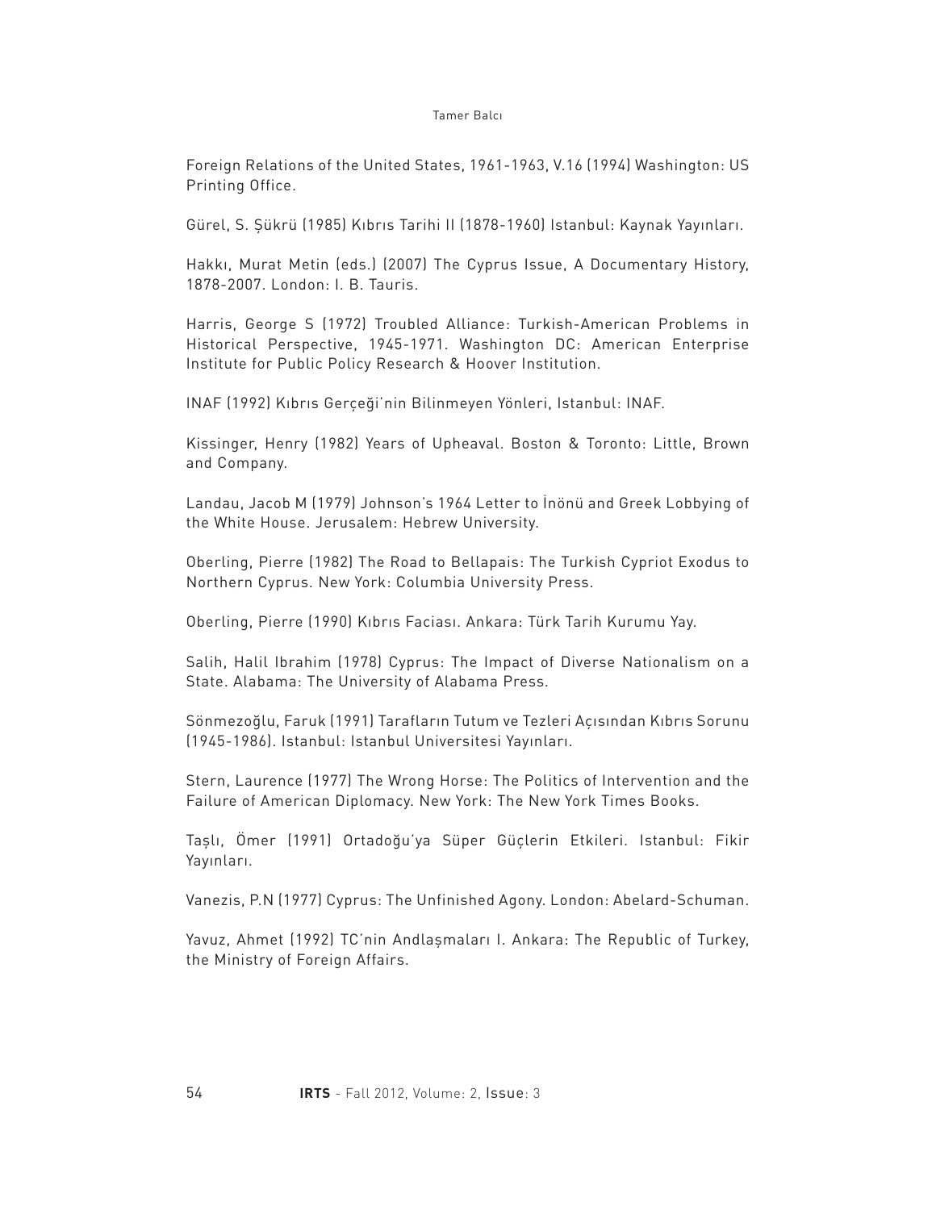Foreign Relations of the United States, 1961-1963, V.16 (1994) Washington: US Printing Office.

Gürel, S. Şükrü (1985) Kıbrıs Tarihi II (1878-1960) Istanbul: Kaynak Yayınları.

Hakkı, Murat Metin (eds.) (2007) The Cyprus Issue, A Documentary History, 1878-2007. London: I. B. Tauris.

Harris, George S (1972) Troubled Alliance: Turkish-American Problems in Historical Perspective, 1945-1971. Washington DC: American Enterprise Institute for Public Policy Research & Hoover Institution.

INAF (1992) Kıbrıs Gerçeği'nin Bilinmeyen Yönleri, Istanbul: INAF.

Kissinger, Henry (1982) Years of Upheaval. Boston & Toronto: Little, Brown and Company.

Landau, Jacob M (1979) Johnson's 1964 Letter to İnönü and Greek Lobbying of the White House. Jerusalem: Hebrew University.

Oberling, Pierre (1982) The Road to Bellapais: The Turkish Cypriot Exodus to Northern Cyprus. New York: Columbia University Press.

Oberling, Pierre (1990) Kıbrıs Faciası. Ankara: Türk Tarih Kurumu Yay.

Salih, Halil Ibrahim (1978) Cyprus: The Impact of Diverse Nationalism on a State. Alabama: The University of Alabama Press.

Sönmezoğlu, Faruk (1991) Tarafların Tutum ve Tezleri Açısından Kıbrıs Sorunu (1945-1986). Istanbul: Istanbul Universitesi Yayınları.

Stern, Laurence (1977) The Wrong Horse: The Politics of Intervention and the Failure of American Diplomacy. New York: The New York Times Books.

Taşlı, Ömer (1991) Ortadoğu'ya Süper Güçlerin Etkileri. Istanbul: Fikir Yayınları.

Vanezis, P.N (1977) Cyprus: The Unfinished Agony. London: Abelard-Schuman.

Yavuz, Ahmet (1992) TC'nin Andlaşmaları I. Ankara: The Republic of Turkey, the Ministry of Foreign Affairs.